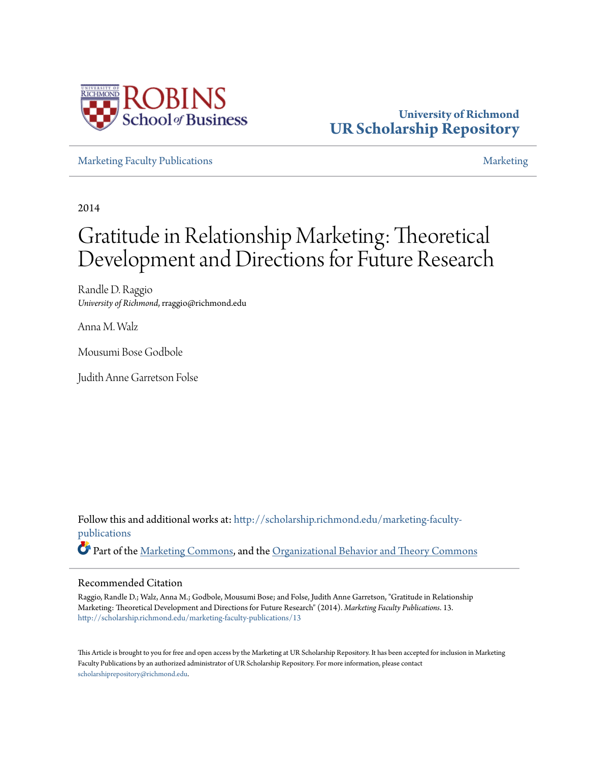University of Richmond
**UR Scholarship Repository**

Marketing Faculty Publications

Marketing

2014

# Gratitude in Relationship Marketing: Theoretical Development and Directions for Future Research

Randle D. Raggio
*University of Richmond*, rraggio@richmond.edu

Anna M. Walz

Mousumi Bose Godbole

Judith Anne Garretson Folse

Follow this and additional works at: http://scholarship.richmond.edu/marketing-faculty-publications

Part of the Marketing Commons, and the Organizational Behavior and Theory Commons

## Recommended Citation

Raggio, Randle D.; Walz, Anna M.; Godbole, Mousumi Bose; and Folse, Judith Anne Garretson, "Gratitude in Relationship Marketing: Theoretical Development and Directions for Future Research" (2014). *Marketing Faculty Publications*. 13.
http://scholarship.richmond.edu/marketing-faculty-publications/13

This Article is brought to you for free and open access by the Marketing at UR Scholarship Repository. It has been accepted for inclusion in Marketing Faculty Publications by an authorized administrator of UR Scholarship Repository. For more information, please contact scholarshiprepository@richmond.edu.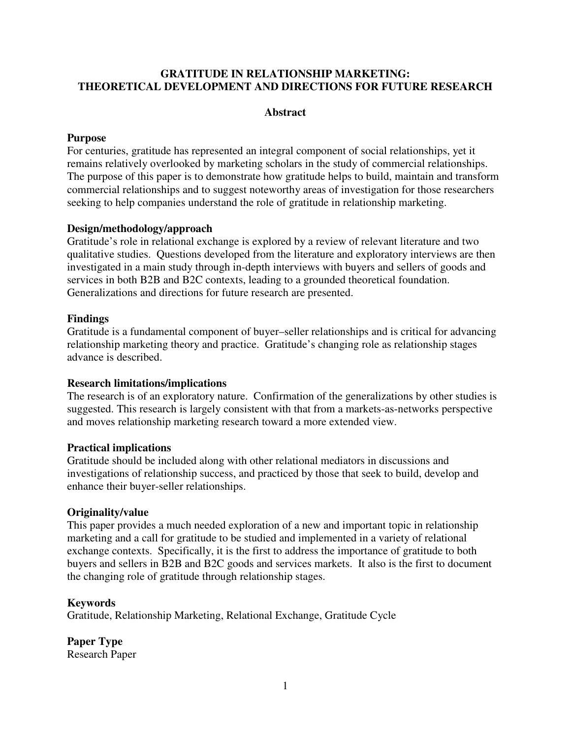# GRATITUDE IN RELATIONSHIP MARKETING: THEORETICAL DEVELOPMENT AND DIRECTIONS FOR FUTURE RESEARCH

## Abstract

### Purpose

For centuries, gratitude has represented an integral component of social relationships, yet it remains relatively overlooked by marketing scholars in the study of commercial relationships. The purpose of this paper is to demonstrate how gratitude helps to build, maintain and transform commercial relationships and to suggest noteworthy areas of investigation for those researchers seeking to help companies understand the role of gratitude in relationship marketing.

### Design/methodology/approach

Gratitude's role in relational exchange is explored by a review of relevant literature and two qualitative studies. Questions developed from the literature and exploratory interviews are then investigated in a main study through in-depth interviews with buyers and sellers of goods and services in both B2B and B2C contexts, leading to a grounded theoretical foundation. Generalizations and directions for future research are presented.

### Findings

Gratitude is a fundamental component of buyer–seller relationships and is critical for advancing relationship marketing theory and practice. Gratitude's changing role as relationship stages advance is described.

### Research limitations/implications

The research is of an exploratory nature. Confirmation of the generalizations by other studies is suggested. This research is largely consistent with that from a markets-as-networks perspective and moves relationship marketing research toward a more extended view.

### Practical implications

Gratitude should be included along with other relational mediators in discussions and investigations of relationship success, and practiced by those that seek to build, develop and enhance their buyer-seller relationships.

### Originality/value

This paper provides a much needed exploration of a new and important topic in relationship marketing and a call for gratitude to be studied and implemented in a variety of relational exchange contexts. Specifically, it is the first to address the importance of gratitude to both buyers and sellers in B2B and B2C goods and services markets. It also is the first to document the changing role of gratitude through relationship stages.

### Keywords

Gratitude, Relationship Marketing, Relational Exchange, Gratitude Cycle

### Paper Type

Research Paper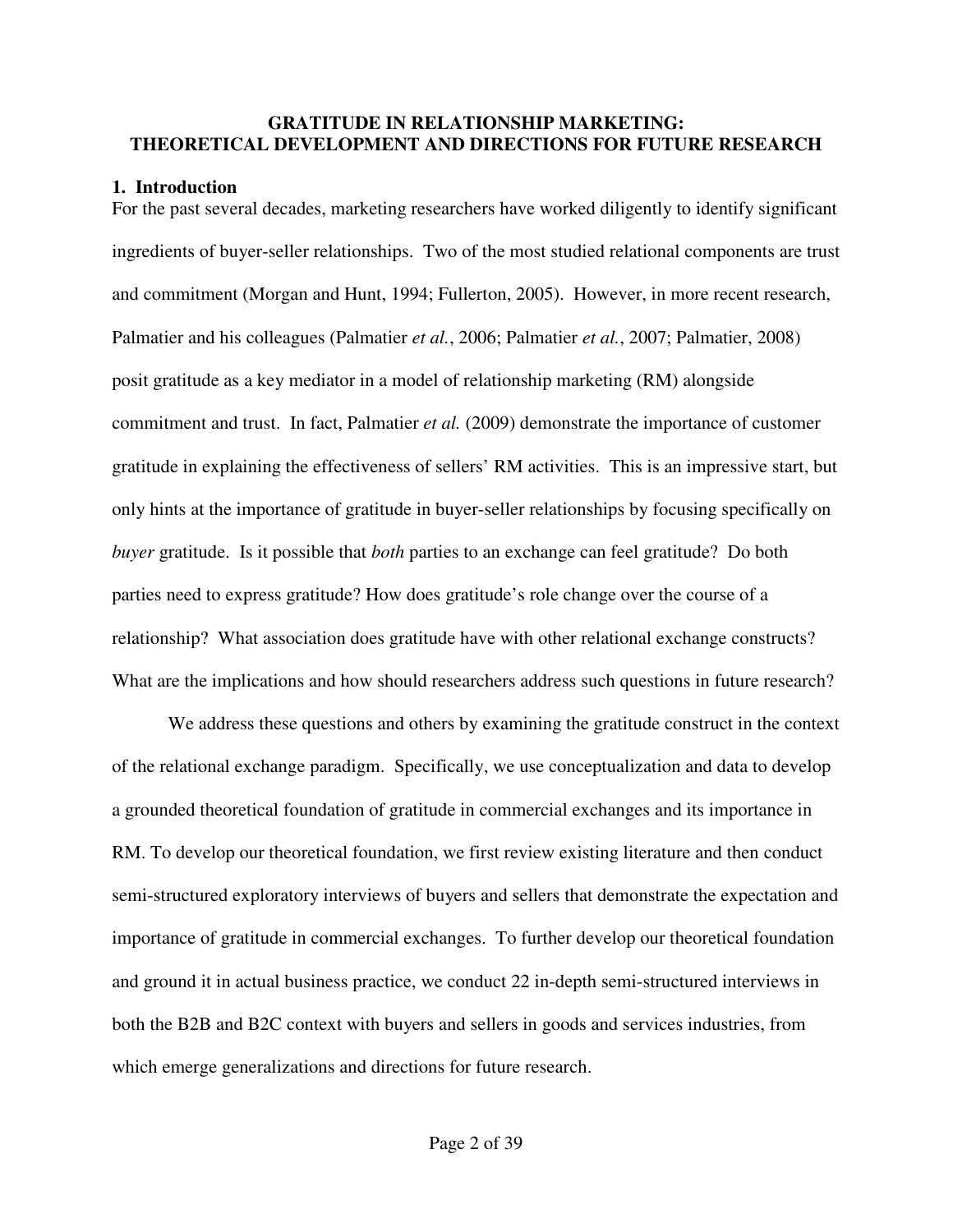# GRATITUDE IN RELATIONSHIP MARKETING: THEORETICAL DEVELOPMENT AND DIRECTIONS FOR FUTURE RESEARCH

## 1. Introduction

For the past several decades, marketing researchers have worked diligently to identify significant ingredients of buyer-seller relationships. Two of the most studied relational components are trust and commitment (Morgan and Hunt, 1994; Fullerton, 2005). However, in more recent research, Palmatier and his colleagues (Palmatier *et al.*, 2006; Palmatier *et al.*, 2007; Palmatier, 2008) posit gratitude as a key mediator in a model of relationship marketing (RM) alongside commitment and trust. In fact, Palmatier *et al.* (2009) demonstrate the importance of customer gratitude in explaining the effectiveness of sellers' RM activities. This is an impressive start, but only hints at the importance of gratitude in buyer-seller relationships by focusing specifically on *buyer* gratitude. Is it possible that *both* parties to an exchange can feel gratitude? Do both parties need to express gratitude? How does gratitude's role change over the course of a relationship? What association does gratitude have with other relational exchange constructs? What are the implications and how should researchers address such questions in future research?

We address these questions and others by examining the gratitude construct in the context of the relational exchange paradigm. Specifically, we use conceptualization and data to develop a grounded theoretical foundation of gratitude in commercial exchanges and its importance in RM. To develop our theoretical foundation, we first review existing literature and then conduct semi-structured exploratory interviews of buyers and sellers that demonstrate the expectation and importance of gratitude in commercial exchanges. To further develop our theoretical foundation and ground it in actual business practice, we conduct 22 in-depth semi-structured interviews in both the B2B and B2C context with buyers and sellers in goods and services industries, from which emerge generalizations and directions for future research.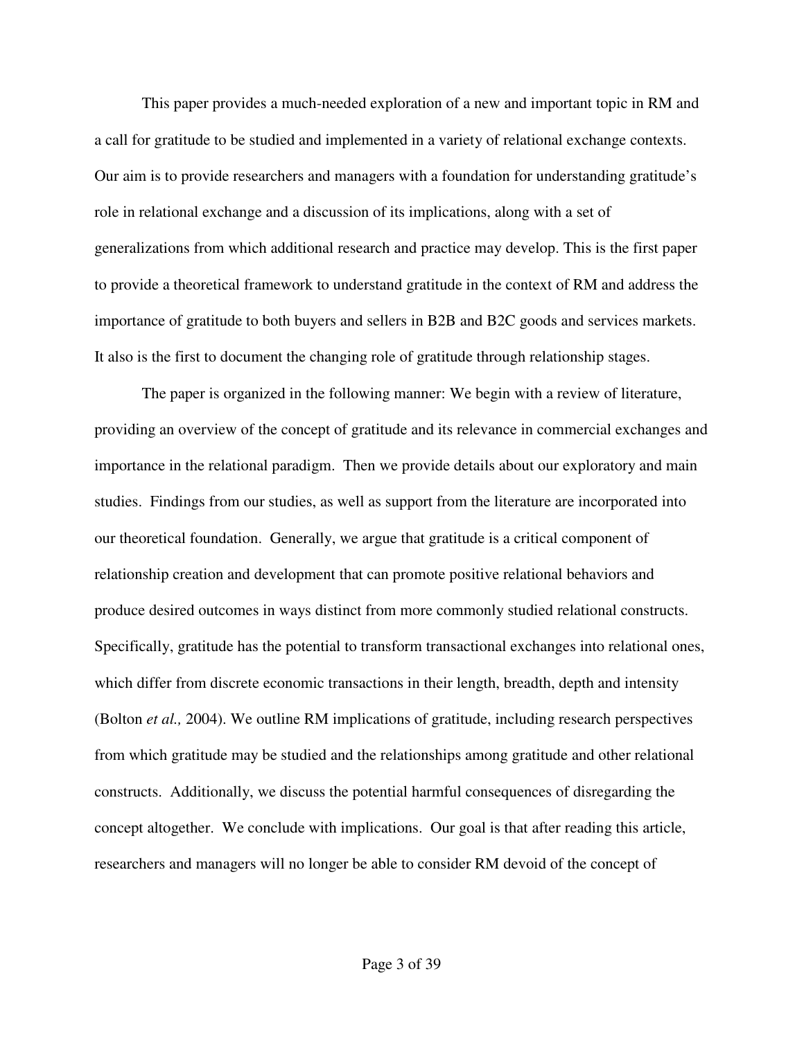This paper provides a much-needed exploration of a new and important topic in RM and a call for gratitude to be studied and implemented in a variety of relational exchange contexts. Our aim is to provide researchers and managers with a foundation for understanding gratitude's role in relational exchange and a discussion of its implications, along with a set of generalizations from which additional research and practice may develop. This is the first paper to provide a theoretical framework to understand gratitude in the context of RM and address the importance of gratitude to both buyers and sellers in B2B and B2C goods and services markets. It also is the first to document the changing role of gratitude through relationship stages.

The paper is organized in the following manner: We begin with a review of literature, providing an overview of the concept of gratitude and its relevance in commercial exchanges and importance in the relational paradigm. Then we provide details about our exploratory and main studies. Findings from our studies, as well as support from the literature are incorporated into our theoretical foundation. Generally, we argue that gratitude is a critical component of relationship creation and development that can promote positive relational behaviors and produce desired outcomes in ways distinct from more commonly studied relational constructs. Specifically, gratitude has the potential to transform transactional exchanges into relational ones, which differ from discrete economic transactions in their length, breadth, depth and intensity (Bolton *et al.,* 2004). We outline RM implications of gratitude, including research perspectives from which gratitude may be studied and the relationships among gratitude and other relational constructs. Additionally, we discuss the potential harmful consequences of disregarding the concept altogether. We conclude with implications. Our goal is that after reading this article, researchers and managers will no longer be able to consider RM devoid of the concept of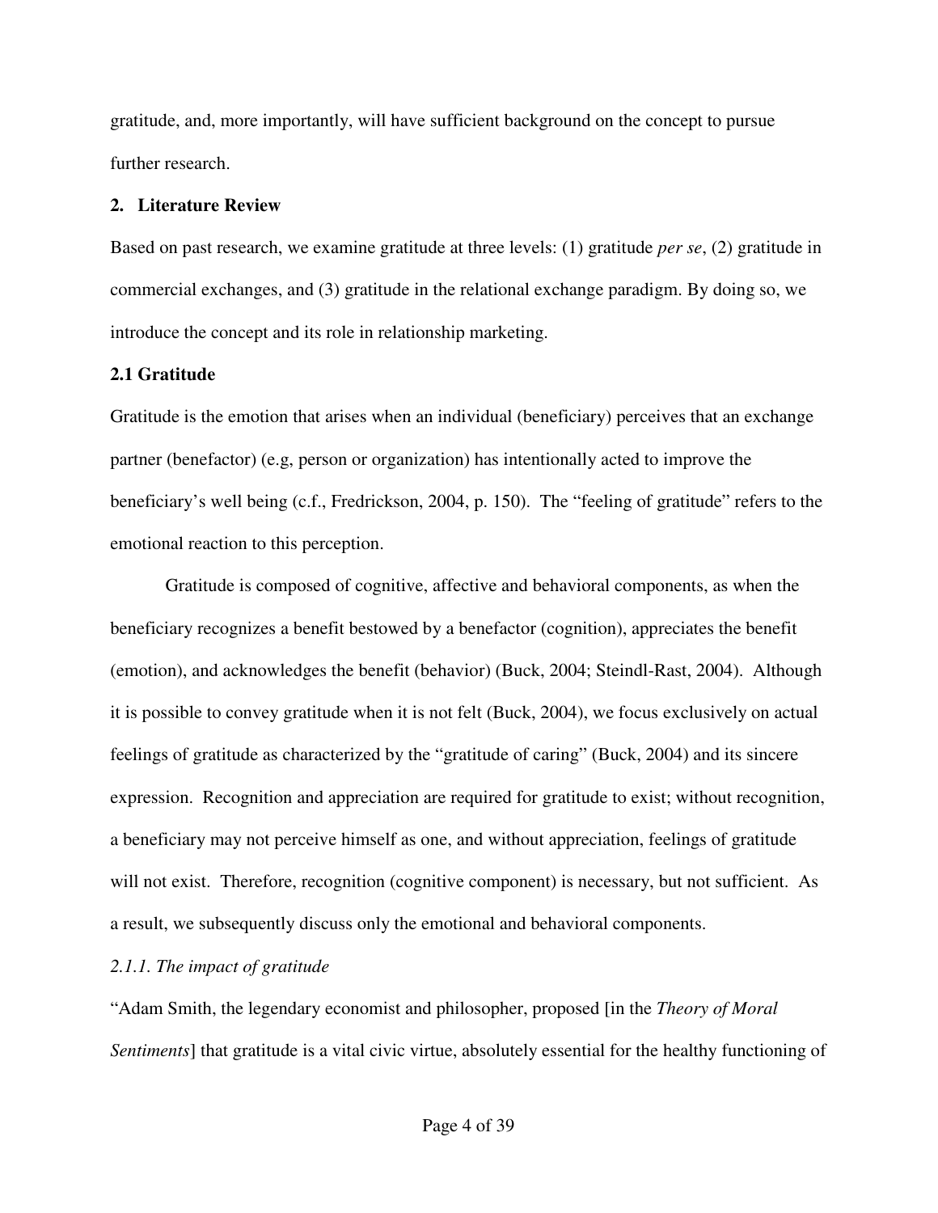gratitude, and, more importantly, will have sufficient background on the concept to pursue further research.

## 2. Literature Review

Based on past research, we examine gratitude at three levels: (1) gratitude *per se*, (2) gratitude in commercial exchanges, and (3) gratitude in the relational exchange paradigm. By doing so, we introduce the concept and its role in relationship marketing.

### 2.1 Gratitude

Gratitude is the emotion that arises when an individual (beneficiary) perceives that an exchange partner (benefactor) (e.g, person or organization) has intentionally acted to improve the beneficiary's well being (c.f., Fredrickson, 2004, p. 150). The "feeling of gratitude" refers to the emotional reaction to this perception.

Gratitude is composed of cognitive, affective and behavioral components, as when the beneficiary recognizes a benefit bestowed by a benefactor (cognition), appreciates the benefit (emotion), and acknowledges the benefit (behavior) (Buck, 2004; Steindl-Rast, 2004). Although it is possible to convey gratitude when it is not felt (Buck, 2004), we focus exclusively on actual feelings of gratitude as characterized by the "gratitude of caring" (Buck, 2004) and its sincere expression. Recognition and appreciation are required for gratitude to exist; without recognition, a beneficiary may not perceive himself as one, and without appreciation, feelings of gratitude will not exist. Therefore, recognition (cognitive component) is necessary, but not sufficient. As a result, we subsequently discuss only the emotional and behavioral components.

#### *2.1.1. The impact of gratitude*

"Adam Smith, the legendary economist and philosopher, proposed [in the *Theory of Moral Sentiments*] that gratitude is a vital civic virtue, absolutely essential for the healthy functioning of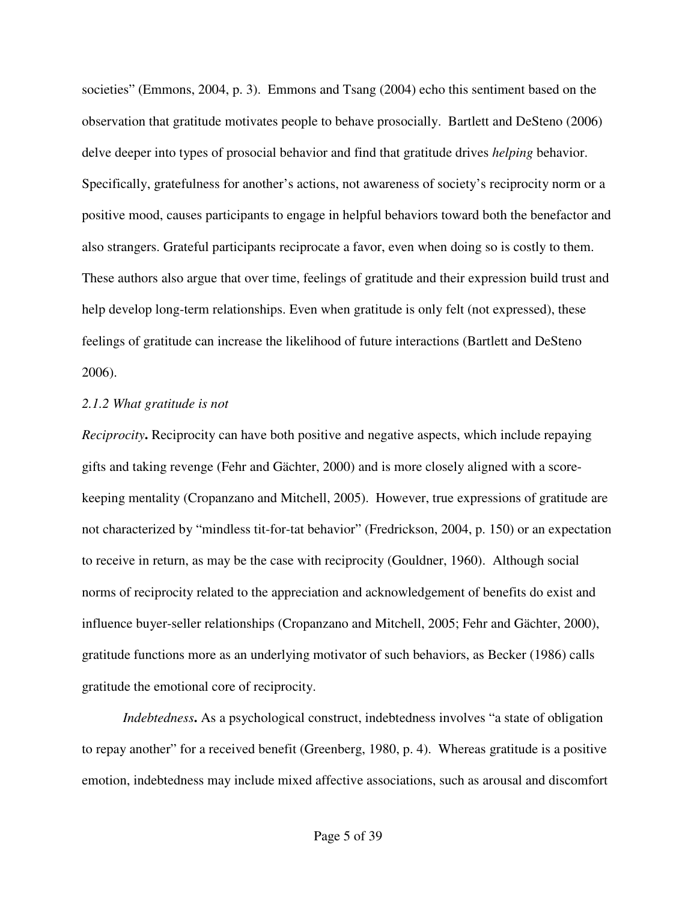societies" (Emmons, 2004, p. 3). Emmons and Tsang (2004) echo this sentiment based on the observation that gratitude motivates people to behave prosocially. Bartlett and DeSteno (2006) delve deeper into types of prosocial behavior and find that gratitude drives *helping* behavior. Specifically, gratefulness for another's actions, not awareness of society's reciprocity norm or a positive mood, causes participants to engage in helpful behaviors toward both the benefactor and also strangers. Grateful participants reciprocate a favor, even when doing so is costly to them. These authors also argue that over time, feelings of gratitude and their expression build trust and help develop long-term relationships. Even when gratitude is only felt (not expressed), these feelings of gratitude can increase the likelihood of future interactions (Bartlett and DeSteno 2006).

*2.1.2 What gratitude is not*

***Reciprocity*.** Reciprocity can have both positive and negative aspects, which include repaying gifts and taking revenge (Fehr and Gächter, 2000) and is more closely aligned with a score-keeping mentality (Cropanzano and Mitchell, 2005). However, true expressions of gratitude are not characterized by "mindless tit-for-tat behavior" (Fredrickson, 2004, p. 150) or an expectation to receive in return, as may be the case with reciprocity (Gouldner, 1960). Although social norms of reciprocity related to the appreciation and acknowledgement of benefits do exist and influence buyer-seller relationships (Cropanzano and Mitchell, 2005; Fehr and Gächter, 2000), gratitude functions more as an underlying motivator of such behaviors, as Becker (1986) calls gratitude the emotional core of reciprocity.

***Indebtedness*.** As a psychological construct, indebtedness involves "a state of obligation to repay another" for a received benefit (Greenberg, 1980, p. 4). Whereas gratitude is a positive emotion, indebtedness may include mixed affective associations, such as arousal and discomfort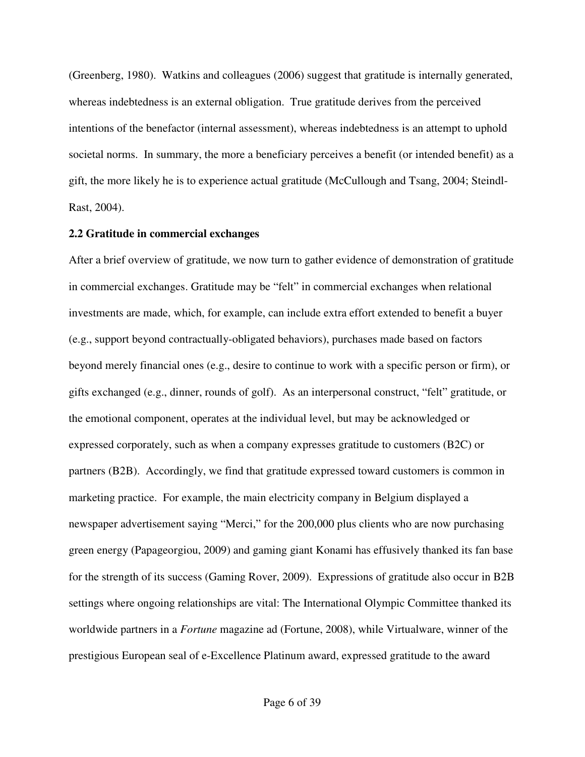(Greenberg, 1980). Watkins and colleagues (2006) suggest that gratitude is internally generated, whereas indebtedness is an external obligation. True gratitude derives from the perceived intentions of the benefactor (internal assessment), whereas indebtedness is an attempt to uphold societal norms. In summary, the more a beneficiary perceives a benefit (or intended benefit) as a gift, the more likely he is to experience actual gratitude (McCullough and Tsang, 2004; Steindl-Rast, 2004).

### 2.2 Gratitude in commercial exchanges

After a brief overview of gratitude, we now turn to gather evidence of demonstration of gratitude in commercial exchanges. Gratitude may be "felt" in commercial exchanges when relational investments are made, which, for example, can include extra effort extended to benefit a buyer (e.g., support beyond contractually-obligated behaviors), purchases made based on factors beyond merely financial ones (e.g., desire to continue to work with a specific person or firm), or gifts exchanged (e.g., dinner, rounds of golf). As an interpersonal construct, "felt" gratitude, or the emotional component, operates at the individual level, but may be acknowledged or expressed corporately, such as when a company expresses gratitude to customers (B2C) or partners (B2B). Accordingly, we find that gratitude expressed toward customers is common in marketing practice. For example, the main electricity company in Belgium displayed a newspaper advertisement saying "Merci," for the 200,000 plus clients who are now purchasing green energy (Papageorgiou, 2009) and gaming giant Konami has effusively thanked its fan base for the strength of its success (Gaming Rover, 2009). Expressions of gratitude also occur in B2B settings where ongoing relationships are vital: The International Olympic Committee thanked its worldwide partners in a *Fortune* magazine ad (Fortune, 2008), while Virtualware, winner of the prestigious European seal of e-Excellence Platinum award, expressed gratitude to the award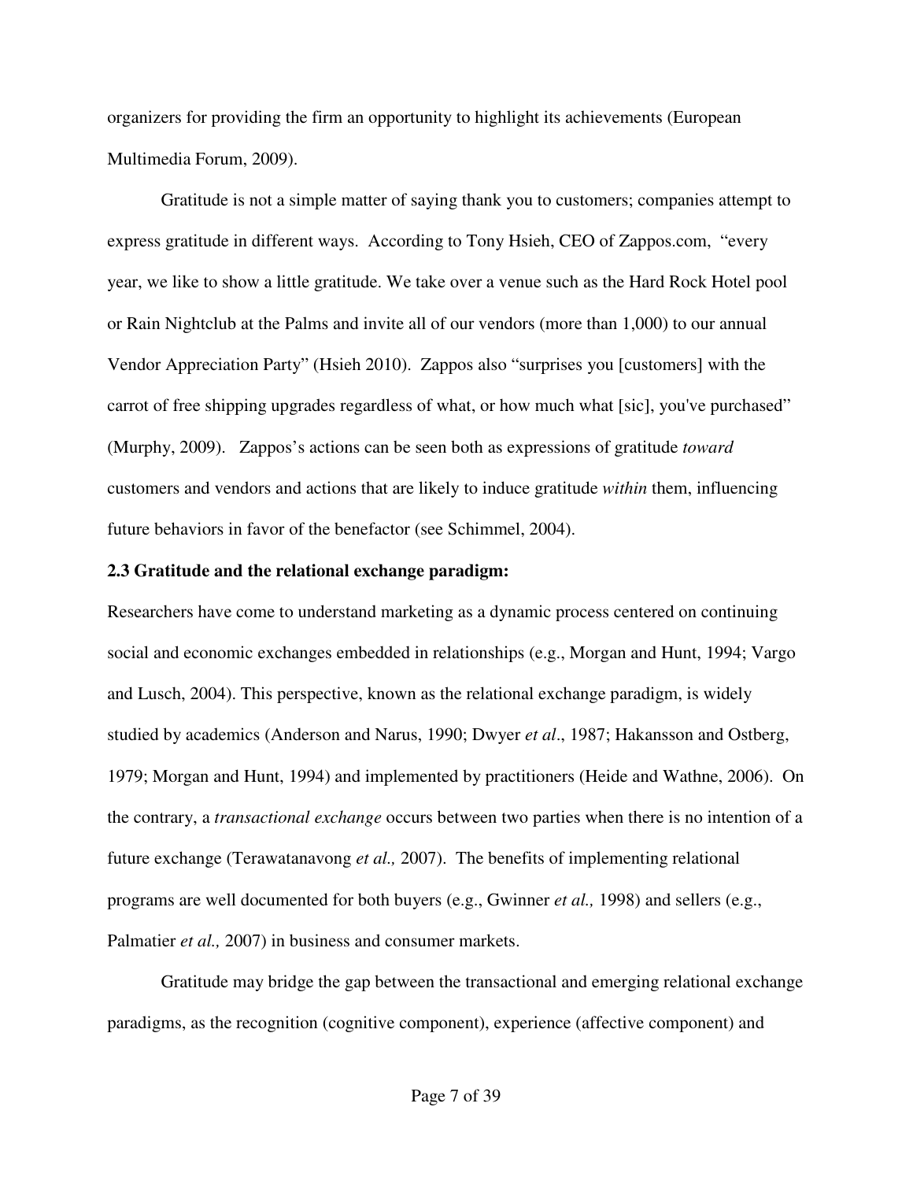organizers for providing the firm an opportunity to highlight its achievements (European Multimedia Forum, 2009).

Gratitude is not a simple matter of saying thank you to customers; companies attempt to express gratitude in different ways. According to Tony Hsieh, CEO of Zappos.com, "every year, we like to show a little gratitude. We take over a venue such as the Hard Rock Hotel pool or Rain Nightclub at the Palms and invite all of our vendors (more than 1,000) to our annual Vendor Appreciation Party" (Hsieh 2010). Zappos also "surprises you [customers] with the carrot of free shipping upgrades regardless of what, or how much what [sic], you've purchased" (Murphy, 2009). Zappos's actions can be seen both as expressions of gratitude *toward* customers and vendors and actions that are likely to induce gratitude *within* them, influencing future behaviors in favor of the benefactor (see Schimmel, 2004).

**2.3 Gratitude and the relational exchange paradigm:**

Researchers have come to understand marketing as a dynamic process centered on continuing social and economic exchanges embedded in relationships (e.g., Morgan and Hunt, 1994; Vargo and Lusch, 2004). This perspective, known as the relational exchange paradigm, is widely studied by academics (Anderson and Narus, 1990; Dwyer *et al*., 1987; Hakansson and Ostberg, 1979; Morgan and Hunt, 1994) and implemented by practitioners (Heide and Wathne, 2006). On the contrary, a *transactional exchange* occurs between two parties when there is no intention of a future exchange (Terawatanavong *et al.,* 2007). The benefits of implementing relational programs are well documented for both buyers (e.g., Gwinner *et al.,* 1998) and sellers (e.g., Palmatier *et al.,* 2007) in business and consumer markets.

Gratitude may bridge the gap between the transactional and emerging relational exchange paradigms, as the recognition (cognitive component), experience (affective component) and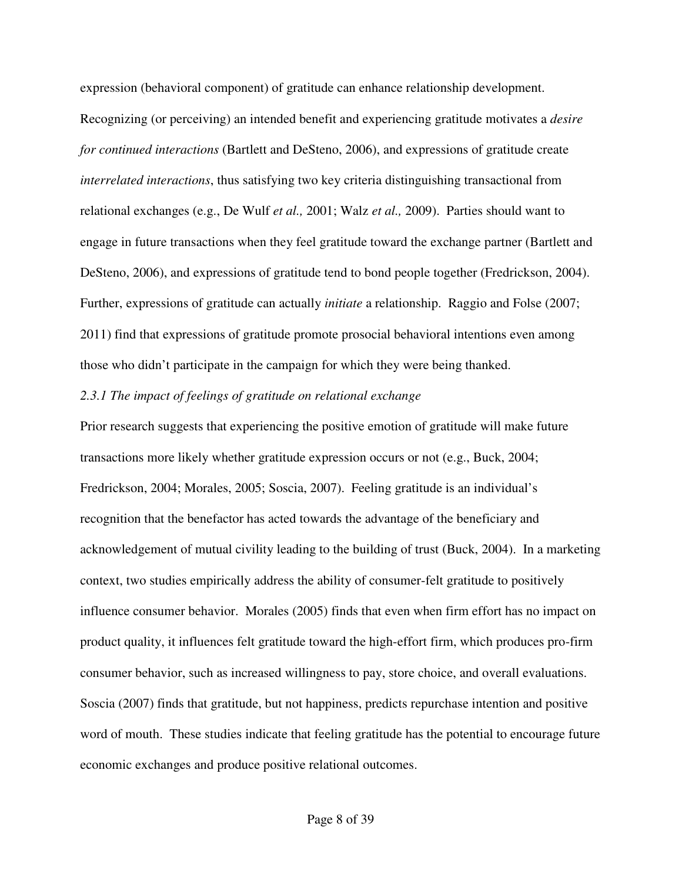expression (behavioral component) of gratitude can enhance relationship development. Recognizing (or perceiving) an intended benefit and experiencing gratitude motivates a *desire for continued interactions* (Bartlett and DeSteno, 2006), and expressions of gratitude create *interrelated interactions*, thus satisfying two key criteria distinguishing transactional from relational exchanges (e.g., De Wulf *et al.,* 2001; Walz *et al.,* 2009). Parties should want to engage in future transactions when they feel gratitude toward the exchange partner (Bartlett and DeSteno, 2006), and expressions of gratitude tend to bond people together (Fredrickson, 2004). Further, expressions of gratitude can actually *initiate* a relationship. Raggio and Folse (2007; 2011) find that expressions of gratitude promote prosocial behavioral intentions even among those who didn't participate in the campaign for which they were being thanked.

### *2.3.1 The impact of feelings of gratitude on relational exchange*

Prior research suggests that experiencing the positive emotion of gratitude will make future transactions more likely whether gratitude expression occurs or not (e.g., Buck, 2004; Fredrickson, 2004; Morales, 2005; Soscia, 2007). Feeling gratitude is an individual's recognition that the benefactor has acted towards the advantage of the beneficiary and acknowledgement of mutual civility leading to the building of trust (Buck, 2004). In a marketing context, two studies empirically address the ability of consumer-felt gratitude to positively influence consumer behavior. Morales (2005) finds that even when firm effort has no impact on product quality, it influences felt gratitude toward the high-effort firm, which produces pro-firm consumer behavior, such as increased willingness to pay, store choice, and overall evaluations. Soscia (2007) finds that gratitude, but not happiness, predicts repurchase intention and positive word of mouth. These studies indicate that feeling gratitude has the potential to encourage future economic exchanges and produce positive relational outcomes.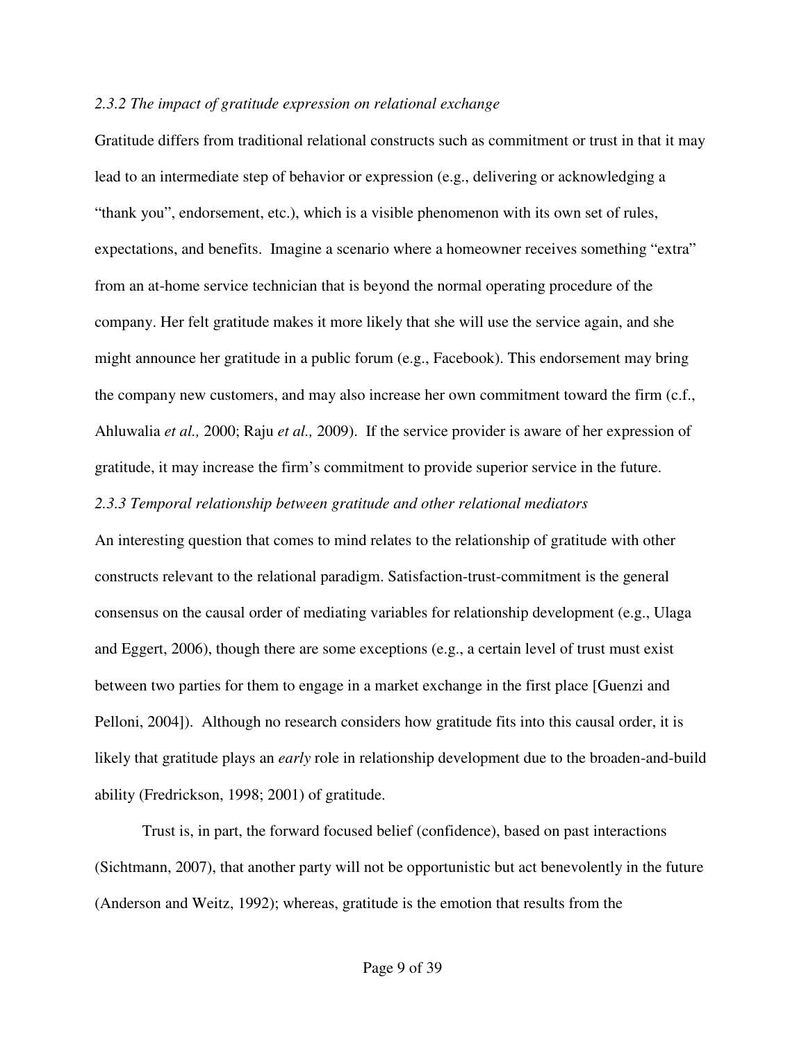*2.3.2 The impact of gratitude expression on relational exchange*

Gratitude differs from traditional relational constructs such as commitment or trust in that it may lead to an intermediate step of behavior or expression (e.g., delivering or acknowledging a "thank you", endorsement, etc.), which is a visible phenomenon with its own set of rules, expectations, and benefits. Imagine a scenario where a homeowner receives something "extra" from an at-home service technician that is beyond the normal operating procedure of the company. Her felt gratitude makes it more likely that she will use the service again, and she might announce her gratitude in a public forum (e.g., Facebook). This endorsement may bring the company new customers, and may also increase her own commitment toward the firm (c.f., Ahluwalia *et al.,* 2000; Raju *et al.,* 2009). If the service provider is aware of her expression of gratitude, it may increase the firm's commitment to provide superior service in the future.

*2.3.3 Temporal relationship between gratitude and other relational mediators*

An interesting question that comes to mind relates to the relationship of gratitude with other constructs relevant to the relational paradigm. Satisfaction-trust-commitment is the general consensus on the causal order of mediating variables for relationship development (e.g., Ulaga and Eggert, 2006), though there are some exceptions (e.g., a certain level of trust must exist between two parties for them to engage in a market exchange in the first place [Guenzi and Pelloni, 2004]). Although no research considers how gratitude fits into this causal order, it is likely that gratitude plays an *early* role in relationship development due to the broaden-and-build ability (Fredrickson, 1998; 2001) of gratitude.

Trust is, in part, the forward focused belief (confidence), based on past interactions (Sichtmann, 2007), that another party will not be opportunistic but act benevolently in the future (Anderson and Weitz, 1992); whereas, gratitude is the emotion that results from the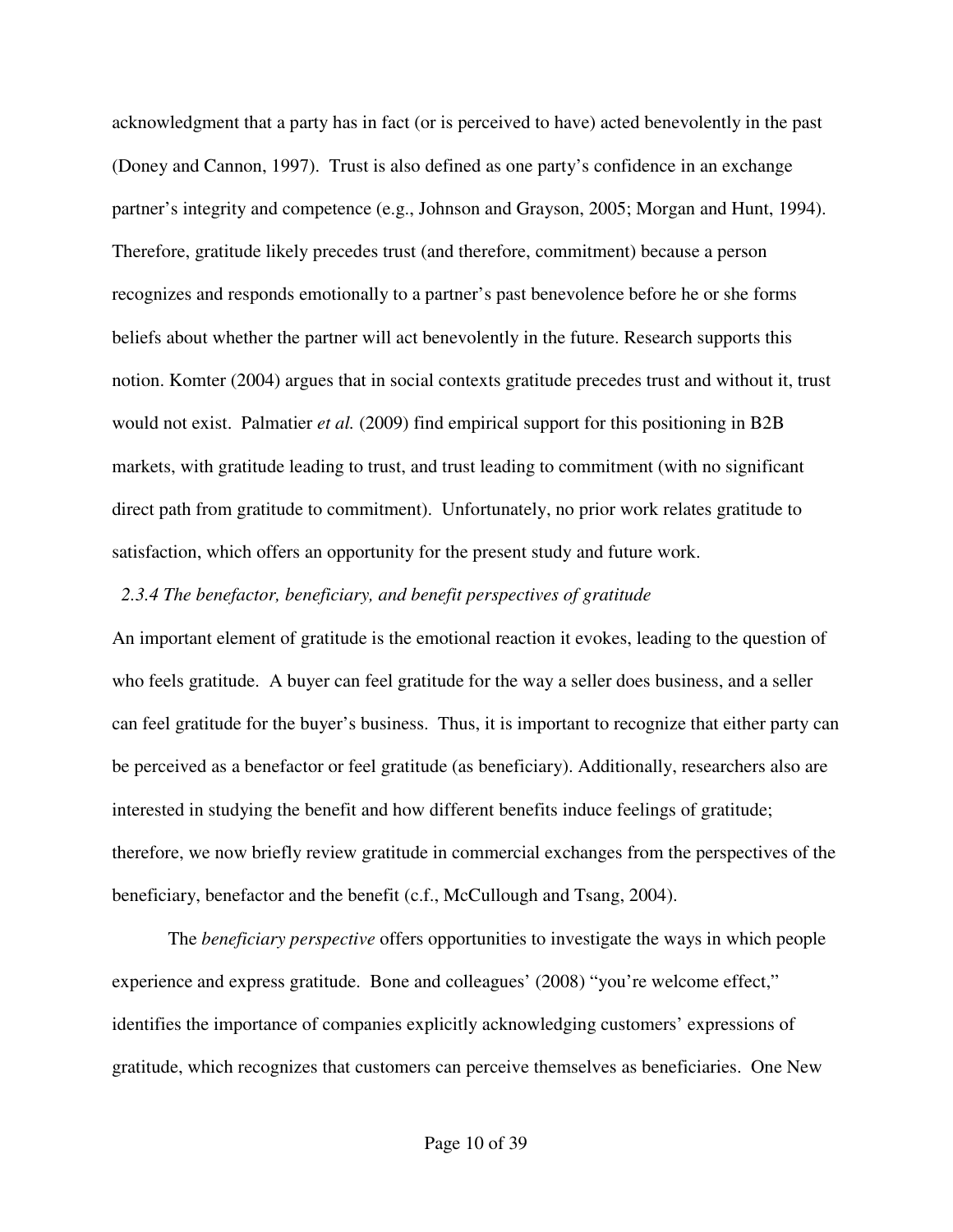acknowledgment that a party has in fact (or is perceived to have) acted benevolently in the past (Doney and Cannon, 1997). Trust is also defined as one party's confidence in an exchange partner's integrity and competence (e.g., Johnson and Grayson, 2005; Morgan and Hunt, 1994). Therefore, gratitude likely precedes trust (and therefore, commitment) because a person recognizes and responds emotionally to a partner's past benevolence before he or she forms beliefs about whether the partner will act benevolently in the future. Research supports this notion. Komter (2004) argues that in social contexts gratitude precedes trust and without it, trust would not exist. Palmatier *et al.* (2009) find empirical support for this positioning in B2B markets, with gratitude leading to trust, and trust leading to commitment (with no significant direct path from gratitude to commitment). Unfortunately, no prior work relates gratitude to satisfaction, which offers an opportunity for the present study and future work.

### *2.3.4 The benefactor, beneficiary, and benefit perspectives of gratitude*

An important element of gratitude is the emotional reaction it evokes, leading to the question of who feels gratitude. A buyer can feel gratitude for the way a seller does business, and a seller can feel gratitude for the buyer's business. Thus, it is important to recognize that either party can be perceived as a benefactor or feel gratitude (as beneficiary). Additionally, researchers also are interested in studying the benefit and how different benefits induce feelings of gratitude; therefore, we now briefly review gratitude in commercial exchanges from the perspectives of the beneficiary, benefactor and the benefit (c.f., McCullough and Tsang, 2004).

The *beneficiary perspective* offers opportunities to investigate the ways in which people experience and express gratitude. Bone and colleagues' (2008) "you're welcome effect," identifies the importance of companies explicitly acknowledging customers' expressions of gratitude, which recognizes that customers can perceive themselves as beneficiaries. One New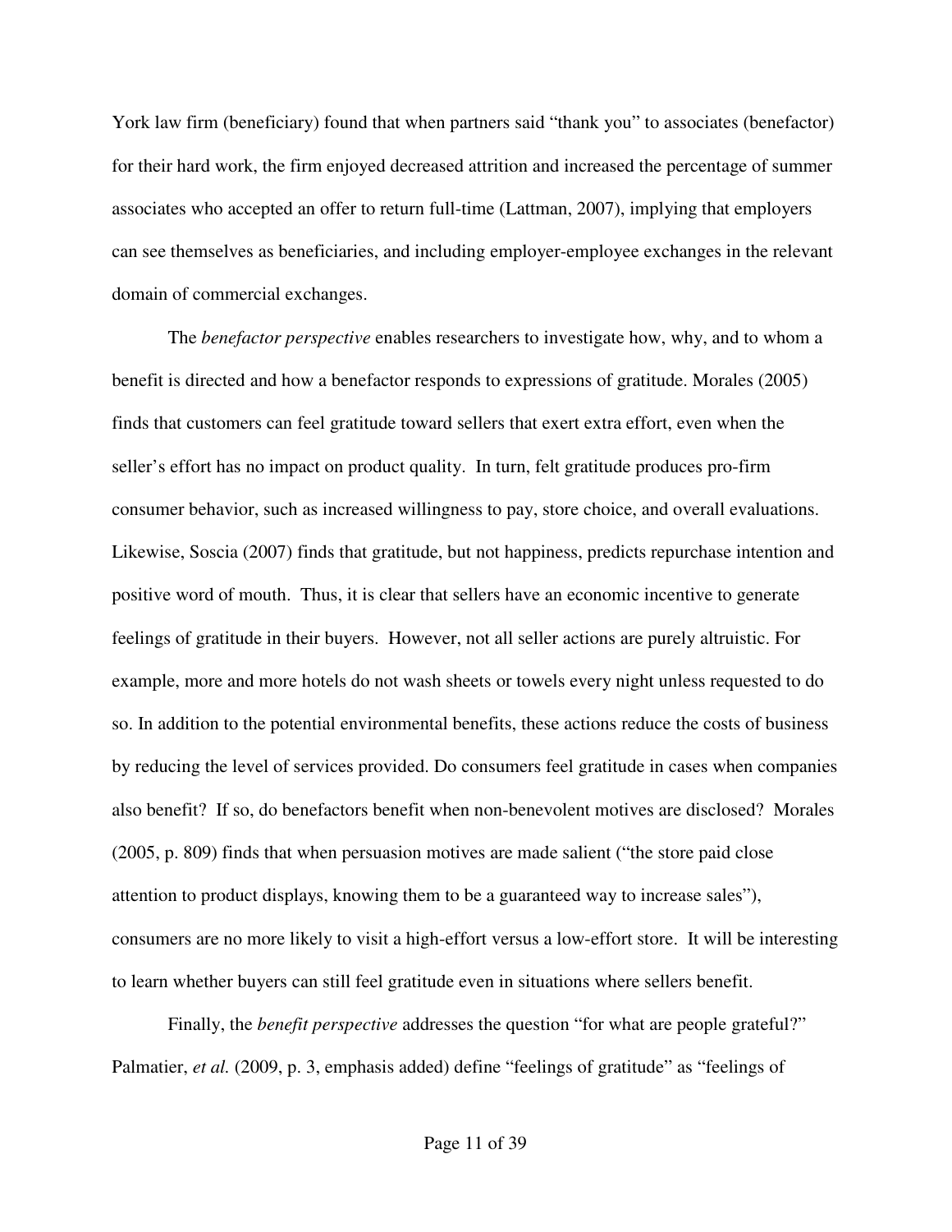York law firm (beneficiary) found that when partners said "thank you" to associates (benefactor) for their hard work, the firm enjoyed decreased attrition and increased the percentage of summer associates who accepted an offer to return full-time (Lattman, 2007), implying that employers can see themselves as beneficiaries, and including employer-employee exchanges in the relevant domain of commercial exchanges.

The *benefactor perspective* enables researchers to investigate how, why, and to whom a benefit is directed and how a benefactor responds to expressions of gratitude. Morales (2005) finds that customers can feel gratitude toward sellers that exert extra effort, even when the seller's effort has no impact on product quality. In turn, felt gratitude produces pro-firm consumer behavior, such as increased willingness to pay, store choice, and overall evaluations. Likewise, Soscia (2007) finds that gratitude, but not happiness, predicts repurchase intention and positive word of mouth. Thus, it is clear that sellers have an economic incentive to generate feelings of gratitude in their buyers. However, not all seller actions are purely altruistic. For example, more and more hotels do not wash sheets or towels every night unless requested to do so. In addition to the potential environmental benefits, these actions reduce the costs of business by reducing the level of services provided. Do consumers feel gratitude in cases when companies also benefit? If so, do benefactors benefit when non-benevolent motives are disclosed? Morales (2005, p. 809) finds that when persuasion motives are made salient ("the store paid close attention to product displays, knowing them to be a guaranteed way to increase sales"), consumers are no more likely to visit a high-effort versus a low-effort store. It will be interesting to learn whether buyers can still feel gratitude even in situations where sellers benefit.

Finally, the *benefit perspective* addresses the question "for what are people grateful?" Palmatier, *et al.* (2009, p. 3, emphasis added) define "feelings of gratitude" as "feelings of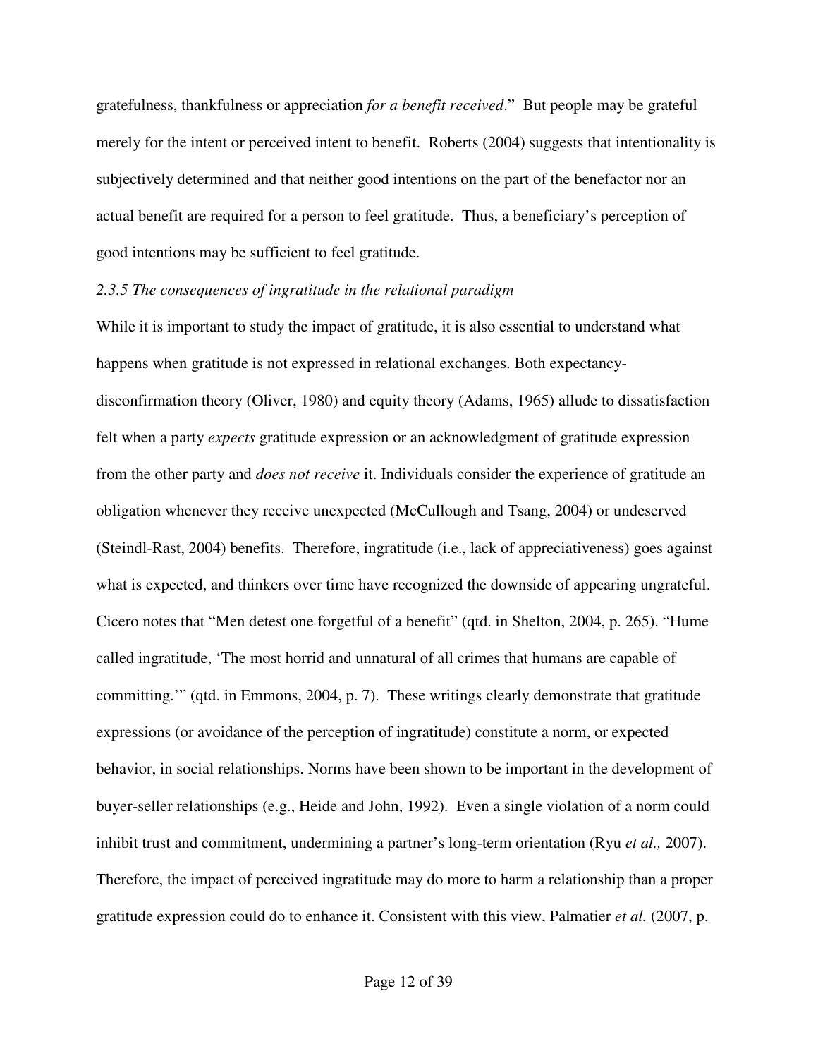gratefulness, thankfulness or appreciation *for a benefit received*." But people may be grateful merely for the intent or perceived intent to benefit. Roberts (2004) suggests that intentionality is subjectively determined and that neither good intentions on the part of the benefactor nor an actual benefit are required for a person to feel gratitude. Thus, a beneficiary's perception of good intentions may be sufficient to feel gratitude.

*2.3.5 The consequences of ingratitude in the relational paradigm*

While it is important to study the impact of gratitude, it is also essential to understand what happens when gratitude is not expressed in relational exchanges. Both expectancy-disconfirmation theory (Oliver, 1980) and equity theory (Adams, 1965) allude to dissatisfaction felt when a party *expects* gratitude expression or an acknowledgment of gratitude expression from the other party and *does not receive* it. Individuals consider the experience of gratitude an obligation whenever they receive unexpected (McCullough and Tsang, 2004) or undeserved (Steindl-Rast, 2004) benefits. Therefore, ingratitude (i.e., lack of appreciativeness) goes against what is expected, and thinkers over time have recognized the downside of appearing ungrateful. Cicero notes that "Men detest one forgetful of a benefit" (qtd. in Shelton, 2004, p. 265). "Hume called ingratitude, 'The most horrid and unnatural of all crimes that humans are capable of committing.'" (qtd. in Emmons, 2004, p. 7). These writings clearly demonstrate that gratitude expressions (or avoidance of the perception of ingratitude) constitute a norm, or expected behavior, in social relationships. Norms have been shown to be important in the development of buyer-seller relationships (e.g., Heide and John, 1992). Even a single violation of a norm could inhibit trust and commitment, undermining a partner's long-term orientation (Ryu *et al.,* 2007). Therefore, the impact of perceived ingratitude may do more to harm a relationship than a proper gratitude expression could do to enhance it. Consistent with this view, Palmatier *et al.* (2007, p.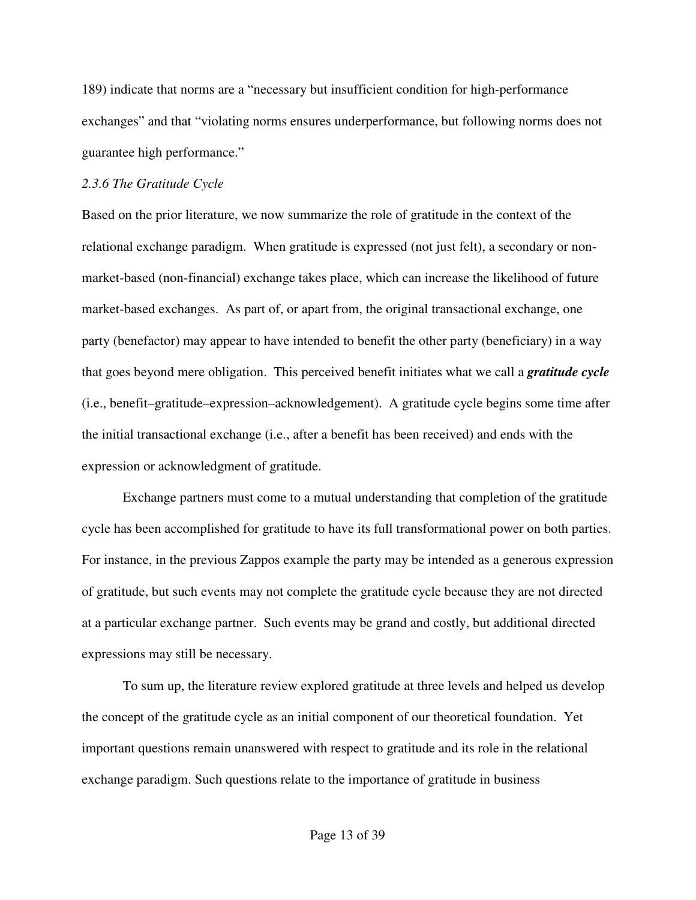189) indicate that norms are a "necessary but insufficient condition for high-performance exchanges" and that "violating norms ensures underperformance, but following norms does not guarantee high performance."

### *2.3.6 The Gratitude Cycle*

Based on the prior literature, we now summarize the role of gratitude in the context of the relational exchange paradigm. When gratitude is expressed (not just felt), a secondary or non-market-based (non-financial) exchange takes place, which can increase the likelihood of future market-based exchanges. As part of, or apart from, the original transactional exchange, one party (benefactor) may appear to have intended to benefit the other party (beneficiary) in a way that goes beyond mere obligation. This perceived benefit initiates what we call a ***gratitude cycle*** (i.e., benefit–gratitude–expression–acknowledgement). A gratitude cycle begins some time after the initial transactional exchange (i.e., after a benefit has been received) and ends with the expression or acknowledgment of gratitude.

Exchange partners must come to a mutual understanding that completion of the gratitude cycle has been accomplished for gratitude to have its full transformational power on both parties. For instance, in the previous Zappos example the party may be intended as a generous expression of gratitude, but such events may not complete the gratitude cycle because they are not directed at a particular exchange partner. Such events may be grand and costly, but additional directed expressions may still be necessary.

To sum up, the literature review explored gratitude at three levels and helped us develop the concept of the gratitude cycle as an initial component of our theoretical foundation. Yet important questions remain unanswered with respect to gratitude and its role in the relational exchange paradigm. Such questions relate to the importance of gratitude in business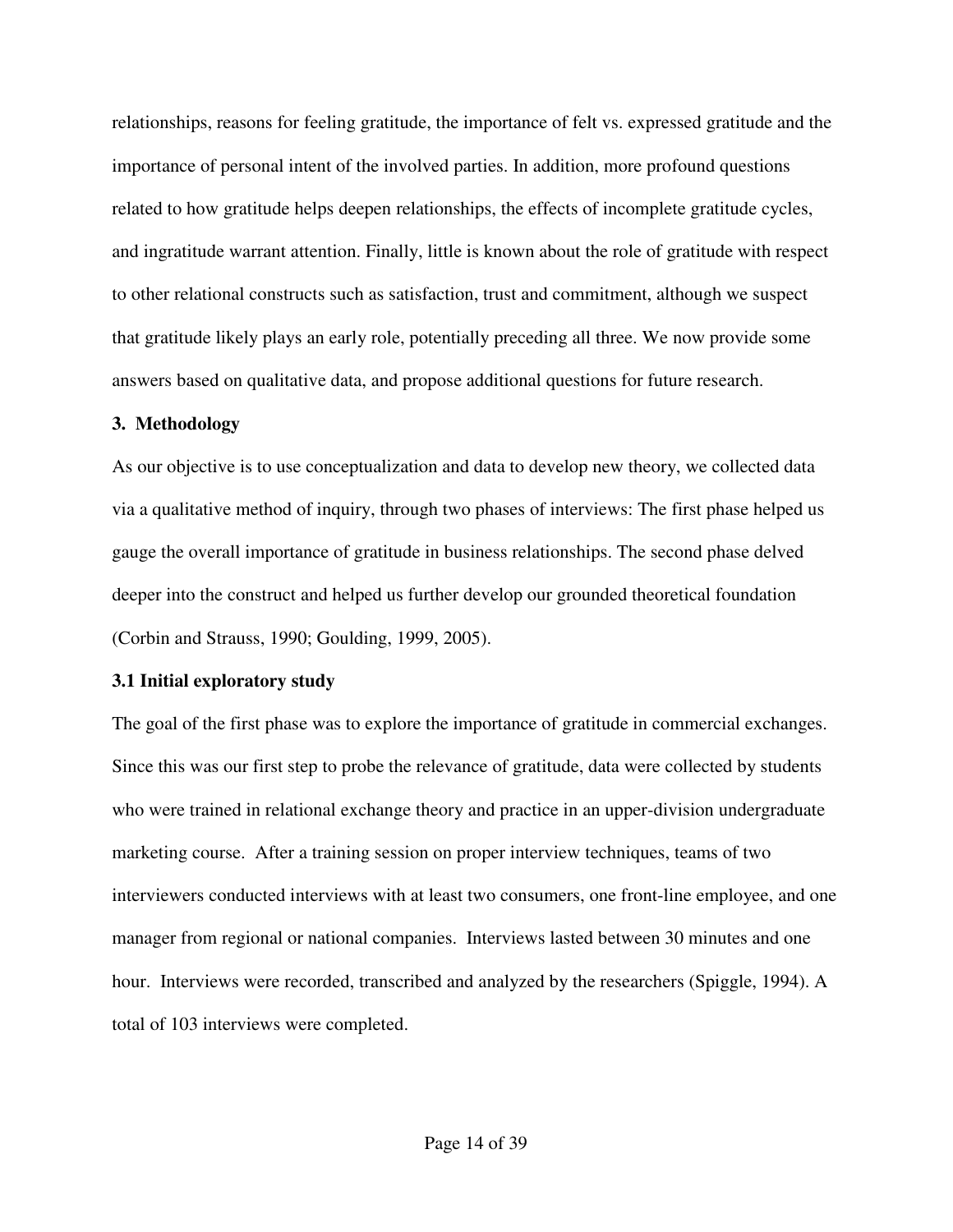relationships, reasons for feeling gratitude, the importance of felt vs. expressed gratitude and the importance of personal intent of the involved parties. In addition, more profound questions related to how gratitude helps deepen relationships, the effects of incomplete gratitude cycles, and ingratitude warrant attention. Finally, little is known about the role of gratitude with respect to other relational constructs such as satisfaction, trust and commitment, although we suspect that gratitude likely plays an early role, potentially preceding all three. We now provide some answers based on qualitative data, and propose additional questions for future research.

## 3. Methodology

As our objective is to use conceptualization and data to develop new theory, we collected data via a qualitative method of inquiry, through two phases of interviews: The first phase helped us gauge the overall importance of gratitude in business relationships. The second phase delved deeper into the construct and helped us further develop our grounded theoretical foundation (Corbin and Strauss, 1990; Goulding, 1999, 2005).

### 3.1 Initial exploratory study

The goal of the first phase was to explore the importance of gratitude in commercial exchanges. Since this was our first step to probe the relevance of gratitude, data were collected by students who were trained in relational exchange theory and practice in an upper-division undergraduate marketing course. After a training session on proper interview techniques, teams of two interviewers conducted interviews with at least two consumers, one front-line employee, and one manager from regional or national companies. Interviews lasted between 30 minutes and one hour. Interviews were recorded, transcribed and analyzed by the researchers (Spiggle, 1994). A total of 103 interviews were completed.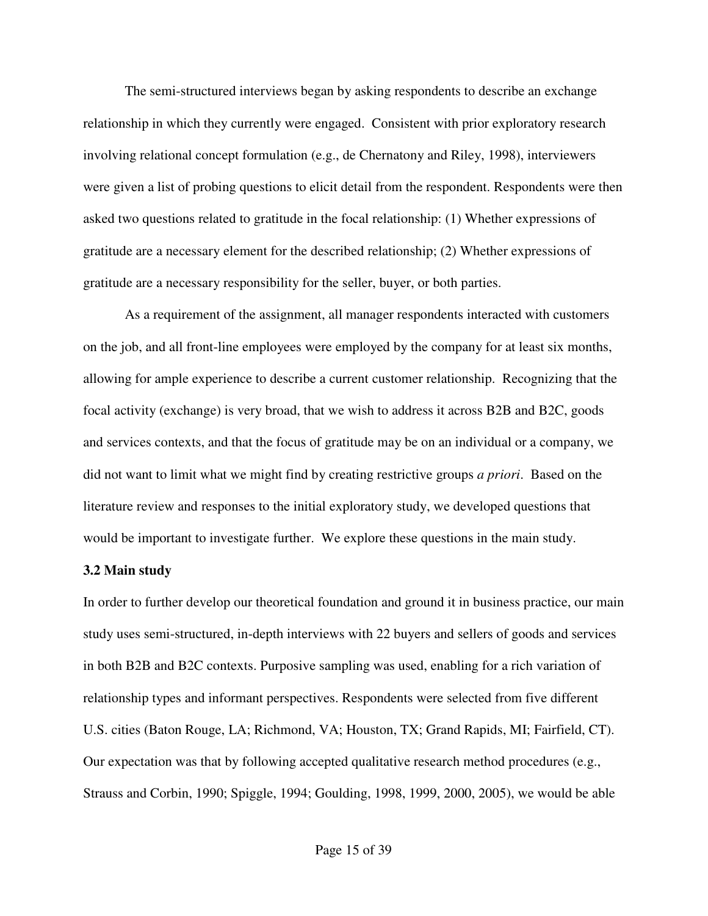The semi-structured interviews began by asking respondents to describe an exchange relationship in which they currently were engaged. Consistent with prior exploratory research involving relational concept formulation (e.g., de Chernatony and Riley, 1998), interviewers were given a list of probing questions to elicit detail from the respondent. Respondents were then asked two questions related to gratitude in the focal relationship: (1) Whether expressions of gratitude are a necessary element for the described relationship; (2) Whether expressions of gratitude are a necessary responsibility for the seller, buyer, or both parties.

As a requirement of the assignment, all manager respondents interacted with customers on the job, and all front-line employees were employed by the company for at least six months, allowing for ample experience to describe a current customer relationship. Recognizing that the focal activity (exchange) is very broad, that we wish to address it across B2B and B2C, goods and services contexts, and that the focus of gratitude may be on an individual or a company, we did not want to limit what we might find by creating restrictive groups *a priori*. Based on the literature review and responses to the initial exploratory study, we developed questions that would be important to investigate further. We explore these questions in the main study.

### 3.2 Main study

In order to further develop our theoretical foundation and ground it in business practice, our main study uses semi-structured, in-depth interviews with 22 buyers and sellers of goods and services in both B2B and B2C contexts. Purposive sampling was used, enabling for a rich variation of relationship types and informant perspectives. Respondents were selected from five different U.S. cities (Baton Rouge, LA; Richmond, VA; Houston, TX; Grand Rapids, MI; Fairfield, CT). Our expectation was that by following accepted qualitative research method procedures (e.g., Strauss and Corbin, 1990; Spiggle, 1994; Goulding, 1998, 1999, 2000, 2005), we would be able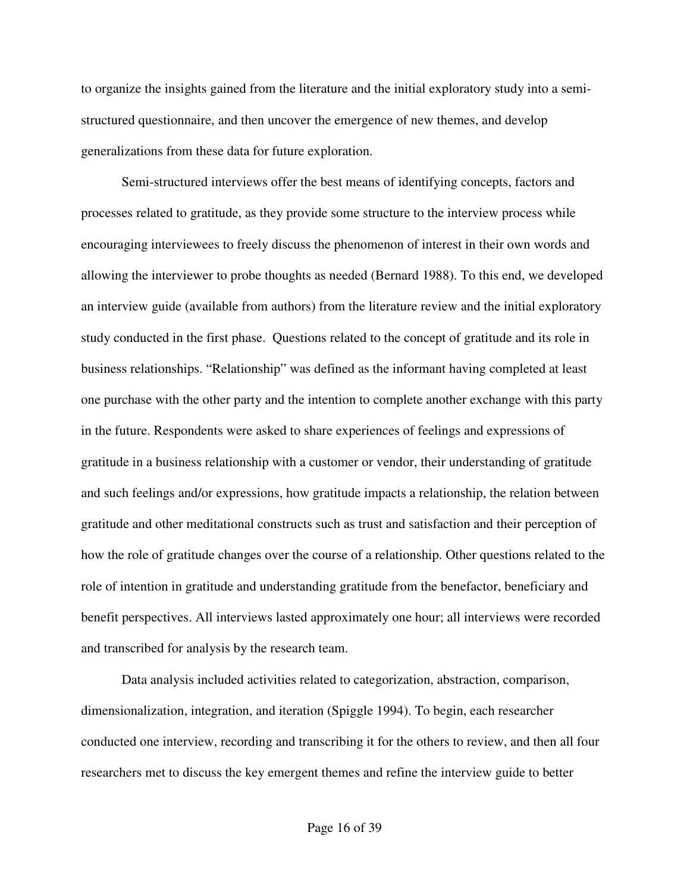to organize the insights gained from the literature and the initial exploratory study into a semi-structured questionnaire, and then uncover the emergence of new themes, and develop generalizations from these data for future exploration.

Semi-structured interviews offer the best means of identifying concepts, factors and processes related to gratitude, as they provide some structure to the interview process while encouraging interviewees to freely discuss the phenomenon of interest in their own words and allowing the interviewer to probe thoughts as needed (Bernard 1988). To this end, we developed an interview guide (available from authors) from the literature review and the initial exploratory study conducted in the first phase. Questions related to the concept of gratitude and its role in business relationships. "Relationship" was defined as the informant having completed at least one purchase with the other party and the intention to complete another exchange with this party in the future. Respondents were asked to share experiences of feelings and expressions of gratitude in a business relationship with a customer or vendor, their understanding of gratitude and such feelings and/or expressions, how gratitude impacts a relationship, the relation between gratitude and other meditational constructs such as trust and satisfaction and their perception of how the role of gratitude changes over the course of a relationship. Other questions related to the role of intention in gratitude and understanding gratitude from the benefactor, beneficiary and benefit perspectives. All interviews lasted approximately one hour; all interviews were recorded and transcribed for analysis by the research team.

Data analysis included activities related to categorization, abstraction, comparison, dimensionalization, integration, and iteration (Spiggle 1994). To begin, each researcher conducted one interview, recording and transcribing it for the others to review, and then all four researchers met to discuss the key emergent themes and refine the interview guide to better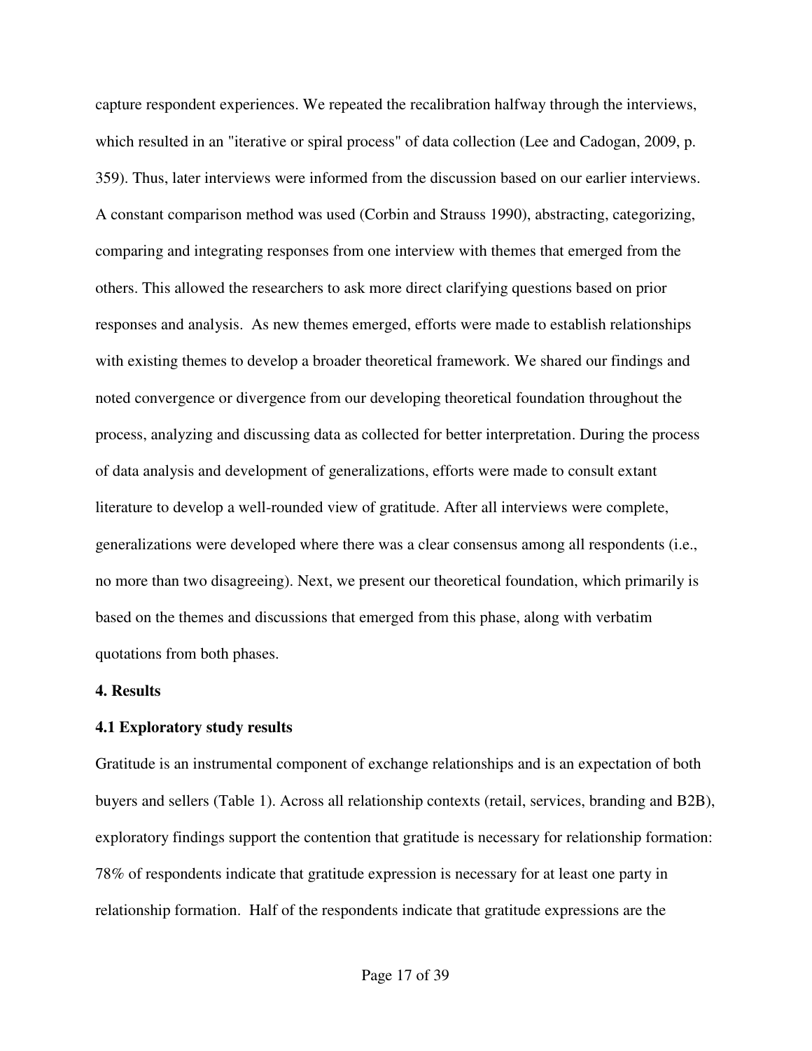capture respondent experiences. We repeated the recalibration halfway through the interviews, which resulted in an "iterative or spiral process" of data collection (Lee and Cadogan, 2009, p. 359). Thus, later interviews were informed from the discussion based on our earlier interviews. A constant comparison method was used (Corbin and Strauss 1990), abstracting, categorizing, comparing and integrating responses from one interview with themes that emerged from the others. This allowed the researchers to ask more direct clarifying questions based on prior responses and analysis. As new themes emerged, efforts were made to establish relationships with existing themes to develop a broader theoretical framework. We shared our findings and noted convergence or divergence from our developing theoretical foundation throughout the process, analyzing and discussing data as collected for better interpretation. During the process of data analysis and development of generalizations, efforts were made to consult extant literature to develop a well-rounded view of gratitude. After all interviews were complete, generalizations were developed where there was a clear consensus among all respondents (i.e., no more than two disagreeing). Next, we present our theoretical foundation, which primarily is based on the themes and discussions that emerged from this phase, along with verbatim quotations from both phases.

## 4. Results

### 4.1 Exploratory study results

Gratitude is an instrumental component of exchange relationships and is an expectation of both buyers and sellers (Table 1). Across all relationship contexts (retail, services, branding and B2B), exploratory findings support the contention that gratitude is necessary for relationship formation: 78% of respondents indicate that gratitude expression is necessary for at least one party in relationship formation. Half of the respondents indicate that gratitude expressions are the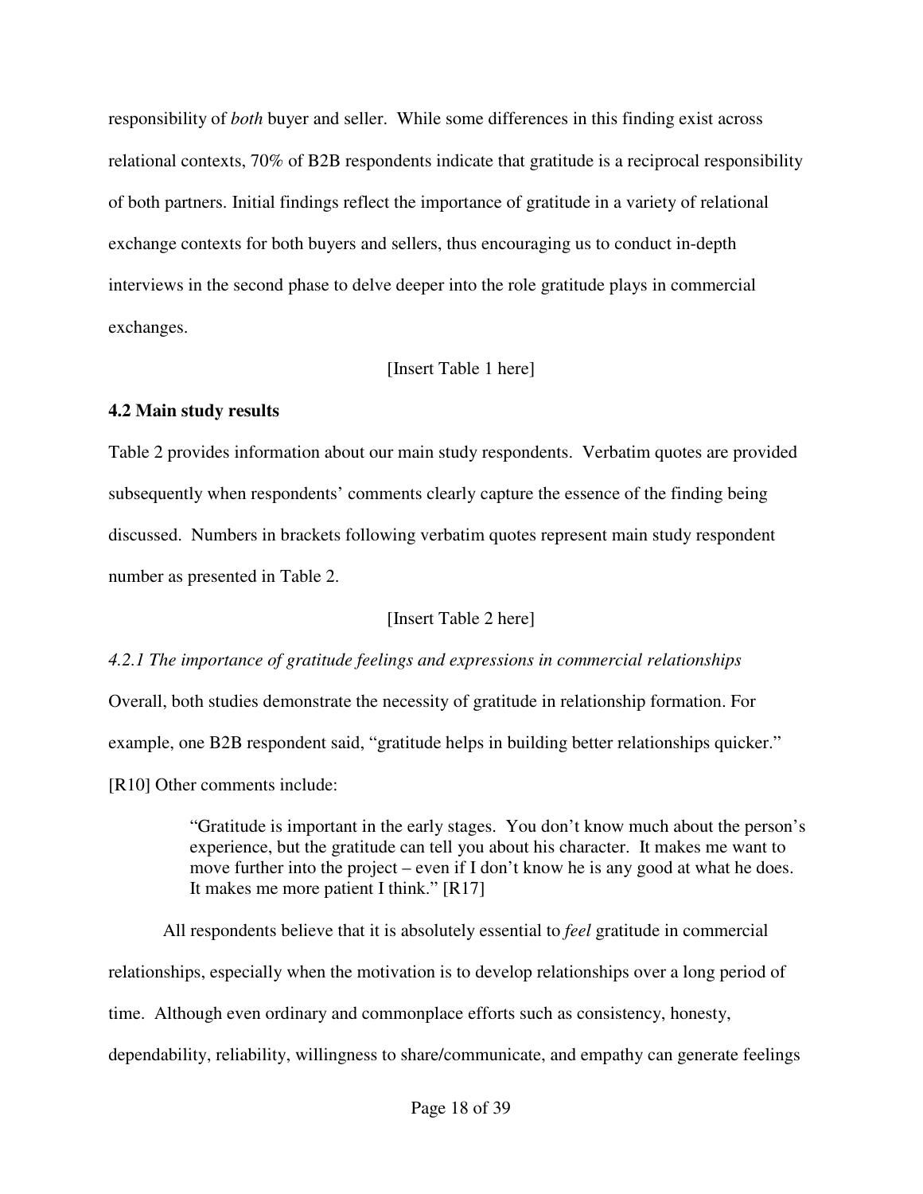responsibility of *both* buyer and seller. While some differences in this finding exist across relational contexts, 70% of B2B respondents indicate that gratitude is a reciprocal responsibility of both partners. Initial findings reflect the importance of gratitude in a variety of relational exchange contexts for both buyers and sellers, thus encouraging us to conduct in-depth interviews in the second phase to delve deeper into the role gratitude plays in commercial exchanges.

[Insert Table 1 here]

**4.2 Main study results**

Table 2 provides information about our main study respondents. Verbatim quotes are provided subsequently when respondents' comments clearly capture the essence of the finding being discussed. Numbers in brackets following verbatim quotes represent main study respondent number as presented in Table 2.

[Insert Table 2 here]

*4.2.1 The importance of gratitude feelings and expressions in commercial relationships*

Overall, both studies demonstrate the necessity of gratitude in relationship formation. For example, one B2B respondent said, "gratitude helps in building better relationships quicker." [R10] Other comments include:

> "Gratitude is important in the early stages. You don't know much about the person's experience, but the gratitude can tell you about his character. It makes me want to move further into the project – even if I don't know he is any good at what he does. It makes me more patient I think." [R17]

All respondents believe that it is absolutely essential to *feel* gratitude in commercial relationships, especially when the motivation is to develop relationships over a long period of time. Although even ordinary and commonplace efforts such as consistency, honesty, dependability, reliability, willingness to share/communicate, and empathy can generate feelings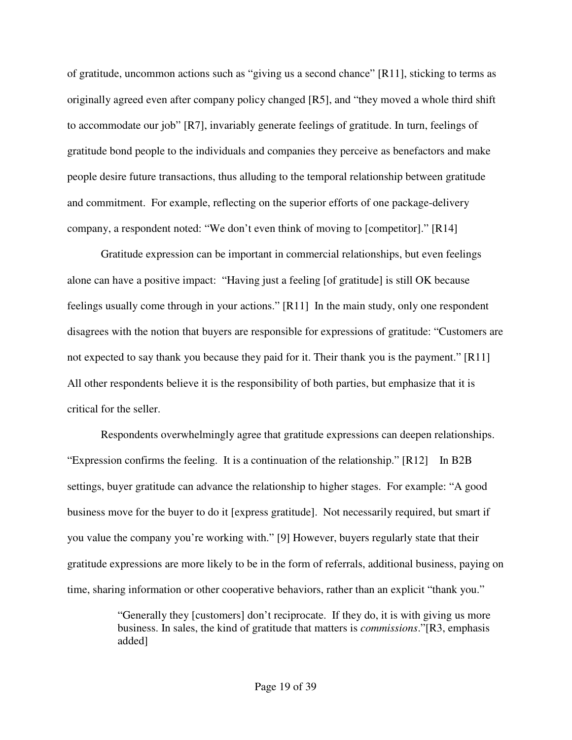of gratitude, uncommon actions such as "giving us a second chance" [R11], sticking to terms as originally agreed even after company policy changed [R5], and "they moved a whole third shift to accommodate our job" [R7], invariably generate feelings of gratitude. In turn, feelings of gratitude bond people to the individuals and companies they perceive as benefactors and make people desire future transactions, thus alluding to the temporal relationship between gratitude and commitment. For example, reflecting on the superior efforts of one package-delivery company, a respondent noted: "We don't even think of moving to [competitor]." [R14]

Gratitude expression can be important in commercial relationships, but even feelings alone can have a positive impact: "Having just a feeling [of gratitude] is still OK because feelings usually come through in your actions." [R11] In the main study, only one respondent disagrees with the notion that buyers are responsible for expressions of gratitude: "Customers are not expected to say thank you because they paid for it. Their thank you is the payment." [R11] All other respondents believe it is the responsibility of both parties, but emphasize that it is critical for the seller.

Respondents overwhelmingly agree that gratitude expressions can deepen relationships. "Expression confirms the feeling. It is a continuation of the relationship." [R12] In B2B settings, buyer gratitude can advance the relationship to higher stages. For example: "A good business move for the buyer to do it [express gratitude]. Not necessarily required, but smart if you value the company you're working with." [9] However, buyers regularly state that their gratitude expressions are more likely to be in the form of referrals, additional business, paying on time, sharing information or other cooperative behaviors, rather than an explicit "thank you."

> "Generally they [customers] don't reciprocate. If they do, it is with giving us more business. In sales, the kind of gratitude that matters is *commissions*."[R3, emphasis added]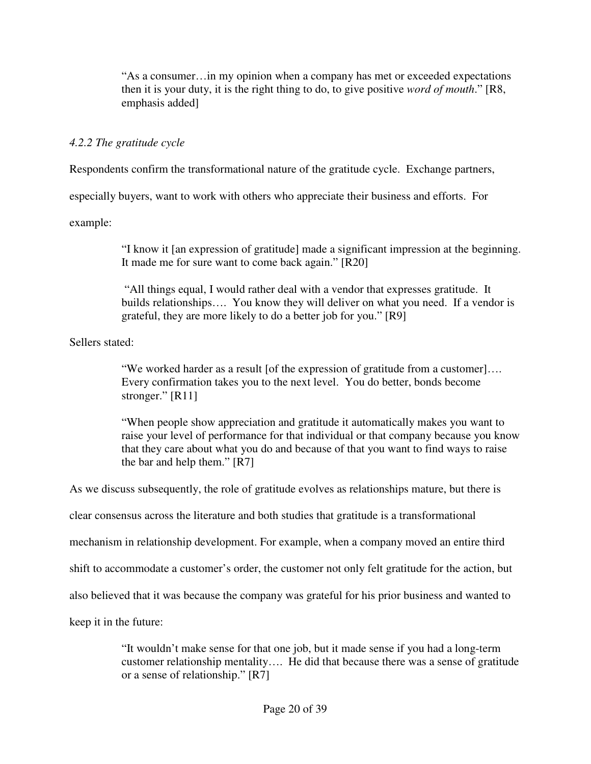> "As a consumer…in my opinion when a company has met or exceeded expectations then it is your duty, it is the right thing to do, to give positive *word of mouth*." [R8, emphasis added]

#### *4.2.2 The gratitude cycle*

Respondents confirm the transformational nature of the gratitude cycle. Exchange partners, especially buyers, want to work with others who appreciate their business and efforts. For example:

> "I know it [an expression of gratitude] made a significant impression at the beginning. It made me for sure want to come back again." [R20]

> "All things equal, I would rather deal with a vendor that expresses gratitude. It builds relationships…. You know they will deliver on what you need. If a vendor is grateful, they are more likely to do a better job for you." [R9]

Sellers stated:

> "We worked harder as a result [of the expression of gratitude from a customer]…. Every confirmation takes you to the next level. You do better, bonds become stronger." [R11]

> "When people show appreciation and gratitude it automatically makes you want to raise your level of performance for that individual or that company because you know that they care about what you do and because of that you want to find ways to raise the bar and help them." [R7]

As we discuss subsequently, the role of gratitude evolves as relationships mature, but there is clear consensus across the literature and both studies that gratitude is a transformational mechanism in relationship development. For example, when a company moved an entire third shift to accommodate a customer's order, the customer not only felt gratitude for the action, but also believed that it was because the company was grateful for his prior business and wanted to keep it in the future:

> "It wouldn't make sense for that one job, but it made sense if you had a long-term customer relationship mentality…. He did that because there was a sense of gratitude or a sense of relationship." [R7]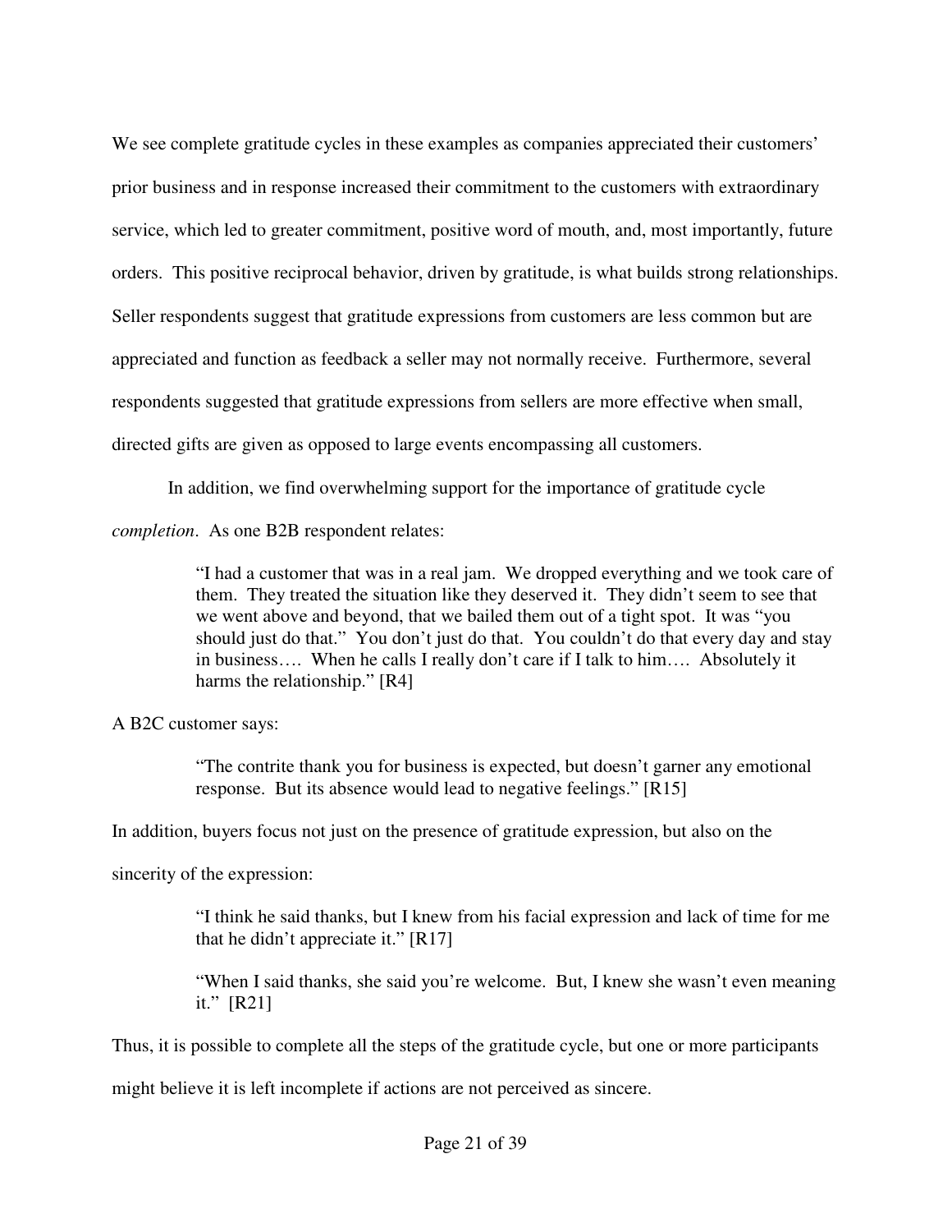We see complete gratitude cycles in these examples as companies appreciated their customers' prior business and in response increased their commitment to the customers with extraordinary service, which led to greater commitment, positive word of mouth, and, most importantly, future orders. This positive reciprocal behavior, driven by gratitude, is what builds strong relationships. Seller respondents suggest that gratitude expressions from customers are less common but are appreciated and function as feedback a seller may not normally receive. Furthermore, several respondents suggested that gratitude expressions from sellers are more effective when small, directed gifts are given as opposed to large events encompassing all customers.

In addition, we find overwhelming support for the importance of gratitude cycle *completion*. As one B2B respondent relates:

> "I had a customer that was in a real jam. We dropped everything and we took care of them. They treated the situation like they deserved it. They didn't seem to see that we went above and beyond, that we bailed them out of a tight spot. It was "you should just do that." You don't just do that. You couldn't do that every day and stay in business…. When he calls I really don't care if I talk to him…. Absolutely it harms the relationship." [R4]

A B2C customer says:

> "The contrite thank you for business is expected, but doesn't garner any emotional response. But its absence would lead to negative feelings." [R15]

In addition, buyers focus not just on the presence of gratitude expression, but also on the sincerity of the expression:

> "I think he said thanks, but I knew from his facial expression and lack of time for me that he didn't appreciate it." [R17]
>
> "When I said thanks, she said you're welcome. But, I knew she wasn't even meaning it." [R21]

Thus, it is possible to complete all the steps of the gratitude cycle, but one or more participants might believe it is left incomplete if actions are not perceived as sincere.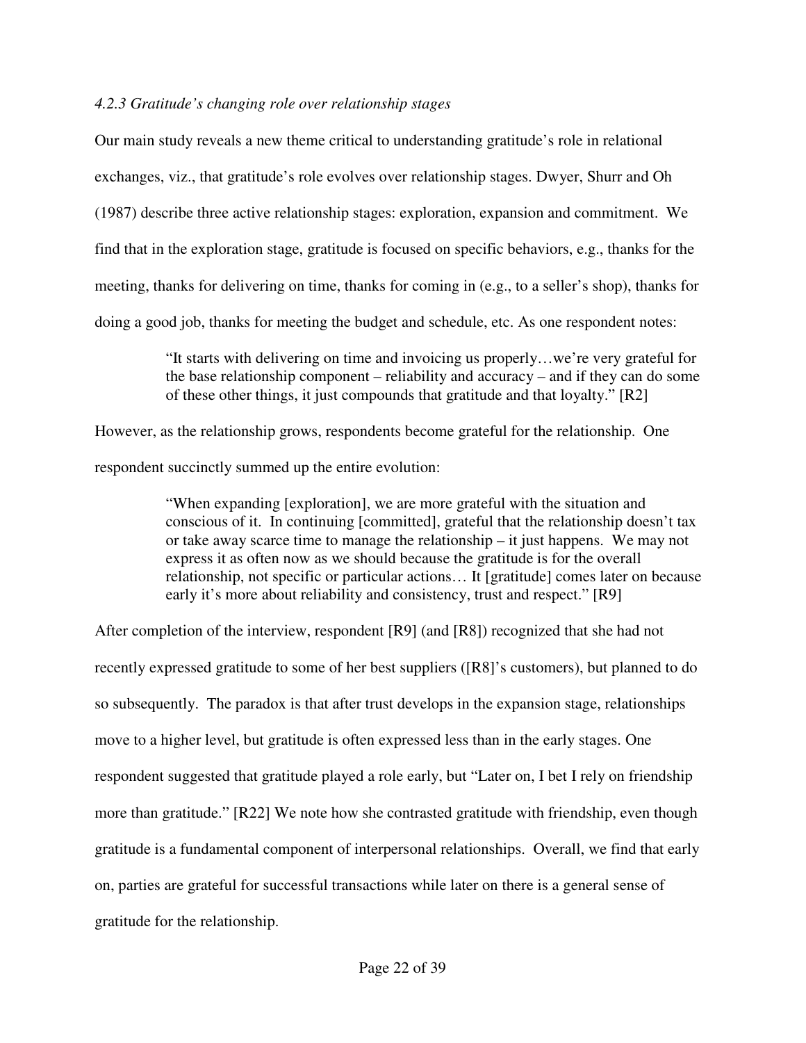#### *4.2.3 Gratitude's changing role over relationship stages*

Our main study reveals a new theme critical to understanding gratitude's role in relational exchanges, viz., that gratitude's role evolves over relationship stages. Dwyer, Shurr and Oh (1987) describe three active relationship stages: exploration, expansion and commitment. We find that in the exploration stage, gratitude is focused on specific behaviors, e.g., thanks for the meeting, thanks for delivering on time, thanks for coming in (e.g., to a seller's shop), thanks for doing a good job, thanks for meeting the budget and schedule, etc. As one respondent notes:

> "It starts with delivering on time and invoicing us properly…we're very grateful for the base relationship component – reliability and accuracy – and if they can do some of these other things, it just compounds that gratitude and that loyalty." [R2]

However, as the relationship grows, respondents become grateful for the relationship. One respondent succinctly summed up the entire evolution:

> "When expanding [exploration], we are more grateful with the situation and conscious of it. In continuing [committed], grateful that the relationship doesn't tax or take away scarce time to manage the relationship – it just happens. We may not express it as often now as we should because the gratitude is for the overall relationship, not specific or particular actions… It [gratitude] comes later on because early it's more about reliability and consistency, trust and respect." [R9]

After completion of the interview, respondent [R9] (and [R8]) recognized that she had not recently expressed gratitude to some of her best suppliers ([R8]'s customers), but planned to do so subsequently. The paradox is that after trust develops in the expansion stage, relationships move to a higher level, but gratitude is often expressed less than in the early stages. One respondent suggested that gratitude played a role early, but "Later on, I bet I rely on friendship more than gratitude." [R22] We note how she contrasted gratitude with friendship, even though gratitude is a fundamental component of interpersonal relationships. Overall, we find that early on, parties are grateful for successful transactions while later on there is a general sense of gratitude for the relationship.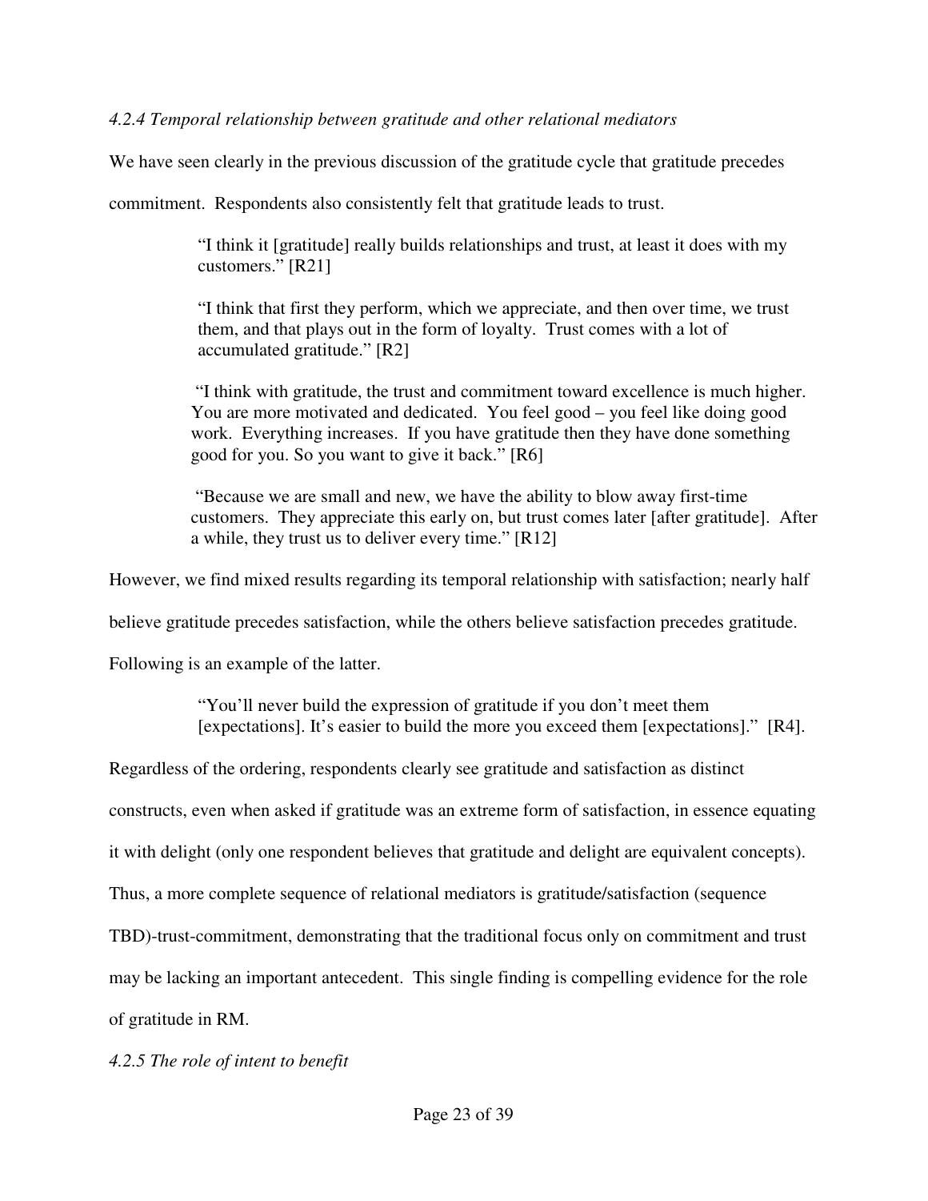*4.2.4 Temporal relationship between gratitude and other relational mediators*

We have seen clearly in the previous discussion of the gratitude cycle that gratitude precedes commitment. Respondents also consistently felt that gratitude leads to trust.

> "I think it [gratitude] really builds relationships and trust, at least it does with my customers." [R21]
>
> "I think that first they perform, which we appreciate, and then over time, we trust them, and that plays out in the form of loyalty. Trust comes with a lot of accumulated gratitude." [R2]
>
> "I think with gratitude, the trust and commitment toward excellence is much higher. You are more motivated and dedicated. You feel good – you feel like doing good work. Everything increases. If you have gratitude then they have done something good for you. So you want to give it back." [R6]
>
> "Because we are small and new, we have the ability to blow away first-time customers. They appreciate this early on, but trust comes later [after gratitude]. After a while, they trust us to deliver every time." [R12]

However, we find mixed results regarding its temporal relationship with satisfaction; nearly half believe gratitude precedes satisfaction, while the others believe satisfaction precedes gratitude. Following is an example of the latter.

> "You'll never build the expression of gratitude if you don't meet them [expectations]. It's easier to build the more you exceed them [expectations]." [R4].

Regardless of the ordering, respondents clearly see gratitude and satisfaction as distinct constructs, even when asked if gratitude was an extreme form of satisfaction, in essence equating it with delight (only one respondent believes that gratitude and delight are equivalent concepts). Thus, a more complete sequence of relational mediators is gratitude/satisfaction (sequence TBD)-trust-commitment, demonstrating that the traditional focus only on commitment and trust may be lacking an important antecedent. This single finding is compelling evidence for the role of gratitude in RM.

*4.2.5 The role of intent to benefit*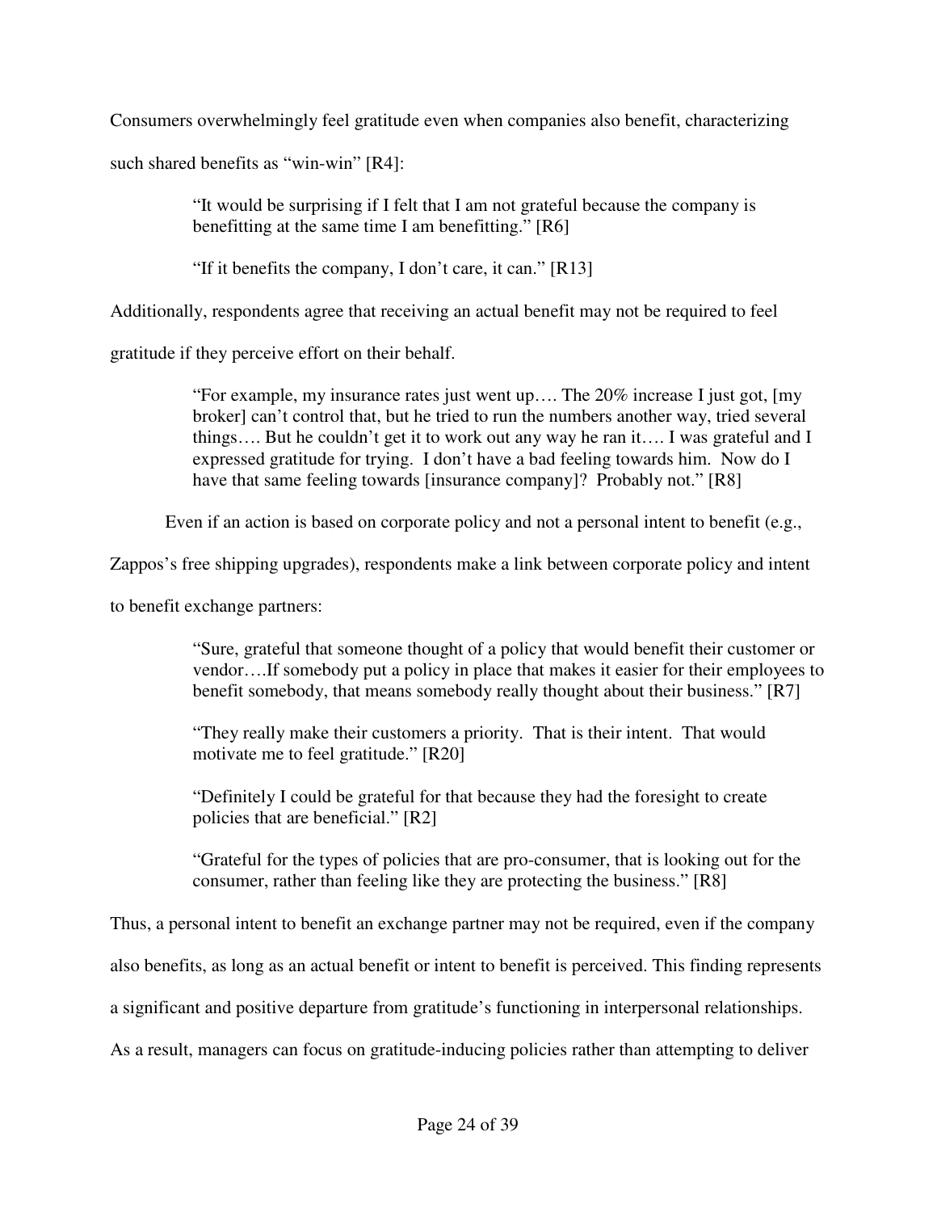Consumers overwhelmingly feel gratitude even when companies also benefit, characterizing such shared benefits as “win-win” [R4]:

> “It would be surprising if I felt that I am not grateful because the company is benefitting at the same time I am benefitting.” [R6]
>
> “If it benefits the company, I don’t care, it can.” [R13]

Additionally, respondents agree that receiving an actual benefit may not be required to feel gratitude if they perceive effort on their behalf.

> “For example, my insurance rates just went up…. The 20% increase I just got, [my broker] can’t control that, but he tried to run the numbers another way, tried several things…. But he couldn’t get it to work out any way he ran it…. I was grateful and I expressed gratitude for trying. I don’t have a bad feeling towards him. Now do I have that same feeling towards [insurance company]? Probably not.” [R8]

Even if an action is based on corporate policy and not a personal intent to benefit (e.g., Zappos’s free shipping upgrades), respondents make a link between corporate policy and intent to benefit exchange partners:

> “Sure, grateful that someone thought of a policy that would benefit their customer or vendor….If somebody put a policy in place that makes it easier for their employees to benefit somebody, that means somebody really thought about their business.” [R7]
>
> “They really make their customers a priority. That is their intent. That would motivate me to feel gratitude.” [R20]
>
> “Definitely I could be grateful for that because they had the foresight to create policies that are beneficial.” [R2]
>
> “Grateful for the types of policies that are pro-consumer, that is looking out for the consumer, rather than feeling like they are protecting the business.” [R8]

Thus, a personal intent to benefit an exchange partner may not be required, even if the company also benefits, as long as an actual benefit or intent to benefit is perceived. This finding represents a significant and positive departure from gratitude’s functioning in interpersonal relationships. As a result, managers can focus on gratitude-inducing policies rather than attempting to deliver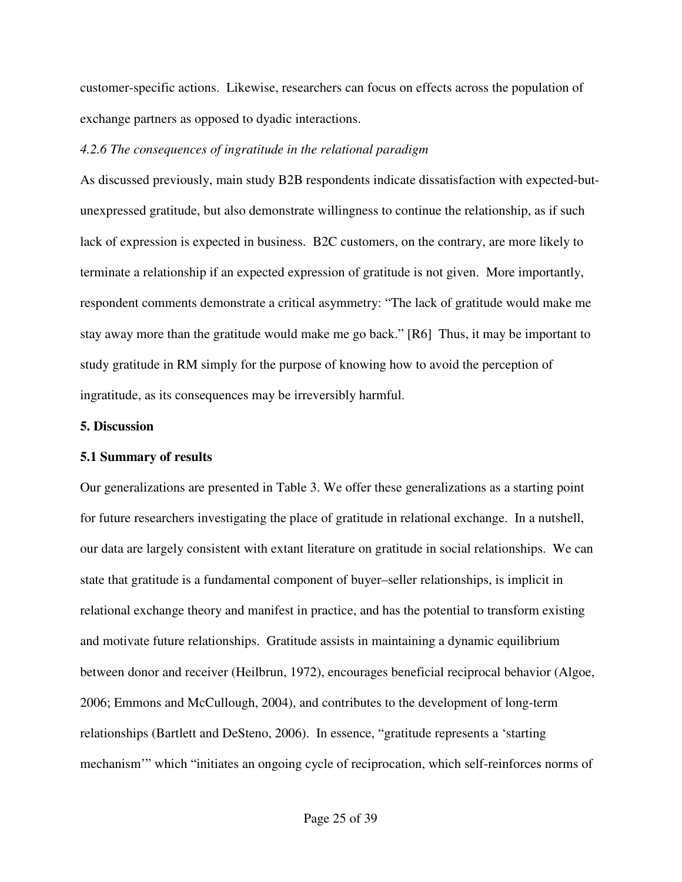customer-specific actions. Likewise, researchers can focus on effects across the population of exchange partners as opposed to dyadic interactions.

*4.2.6 The consequences of ingratitude in the relational paradigm*

As discussed previously, main study B2B respondents indicate dissatisfaction with expected-but-unexpressed gratitude, but also demonstrate willingness to continue the relationship, as if such lack of expression is expected in business. B2C customers, on the contrary, are more likely to terminate a relationship if an expected expression of gratitude is not given. More importantly, respondent comments demonstrate a critical asymmetry: "The lack of gratitude would make me stay away more than the gratitude would make me go back." [R6] Thus, it may be important to study gratitude in RM simply for the purpose of knowing how to avoid the perception of ingratitude, as its consequences may be irreversibly harmful.

## 5. Discussion

### 5.1 Summary of results

Our generalizations are presented in Table 3. We offer these generalizations as a starting point for future researchers investigating the place of gratitude in relational exchange. In a nutshell, our data are largely consistent with extant literature on gratitude in social relationships. We can state that gratitude is a fundamental component of buyer–seller relationships, is implicit in relational exchange theory and manifest in practice, and has the potential to transform existing and motivate future relationships. Gratitude assists in maintaining a dynamic equilibrium between donor and receiver (Heilbrun, 1972), encourages beneficial reciprocal behavior (Algoe, 2006; Emmons and McCullough, 2004), and contributes to the development of long-term relationships (Bartlett and DeSteno, 2006). In essence, "gratitude represents a 'starting mechanism'" which "initiates an ongoing cycle of reciprocation, which self-reinforces norms of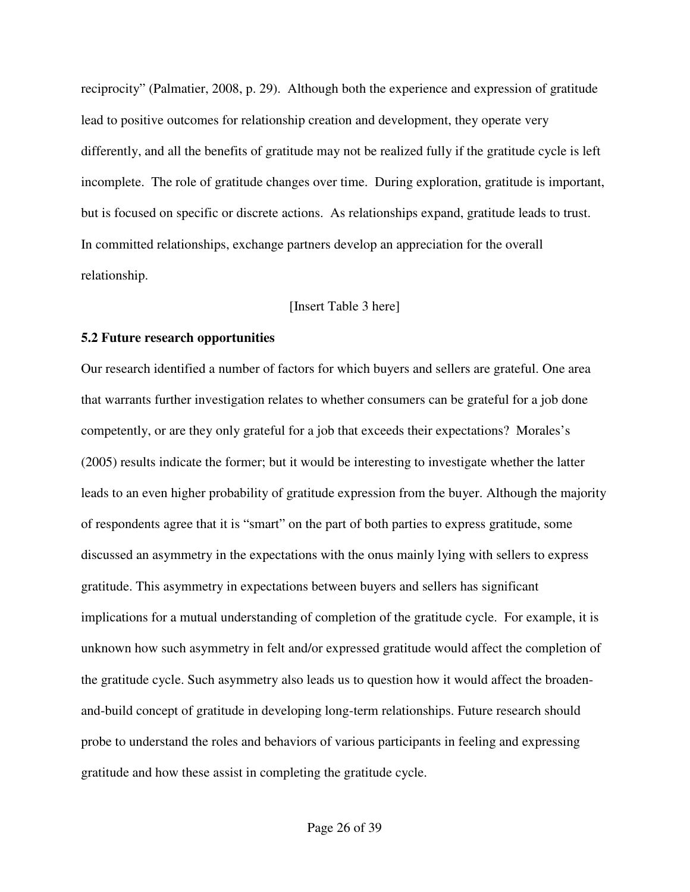reciprocity" (Palmatier, 2008, p. 29). Although both the experience and expression of gratitude lead to positive outcomes for relationship creation and development, they operate very differently, and all the benefits of gratitude may not be realized fully if the gratitude cycle is left incomplete. The role of gratitude changes over time. During exploration, gratitude is important, but is focused on specific or discrete actions. As relationships expand, gratitude leads to trust. In committed relationships, exchange partners develop an appreciation for the overall relationship.

[Insert Table 3 here]

### 5.2 Future research opportunities

Our research identified a number of factors for which buyers and sellers are grateful. One area that warrants further investigation relates to whether consumers can be grateful for a job done competently, or are they only grateful for a job that exceeds their expectations? Morales's (2005) results indicate the former; but it would be interesting to investigate whether the latter leads to an even higher probability of gratitude expression from the buyer. Although the majority of respondents agree that it is "smart" on the part of both parties to express gratitude, some discussed an asymmetry in the expectations with the onus mainly lying with sellers to express gratitude. This asymmetry in expectations between buyers and sellers has significant implications for a mutual understanding of completion of the gratitude cycle. For example, it is unknown how such asymmetry in felt and/or expressed gratitude would affect the completion of the gratitude cycle. Such asymmetry also leads us to question how it would affect the broaden-and-build concept of gratitude in developing long-term relationships. Future research should probe to understand the roles and behaviors of various participants in feeling and expressing gratitude and how these assist in completing the gratitude cycle.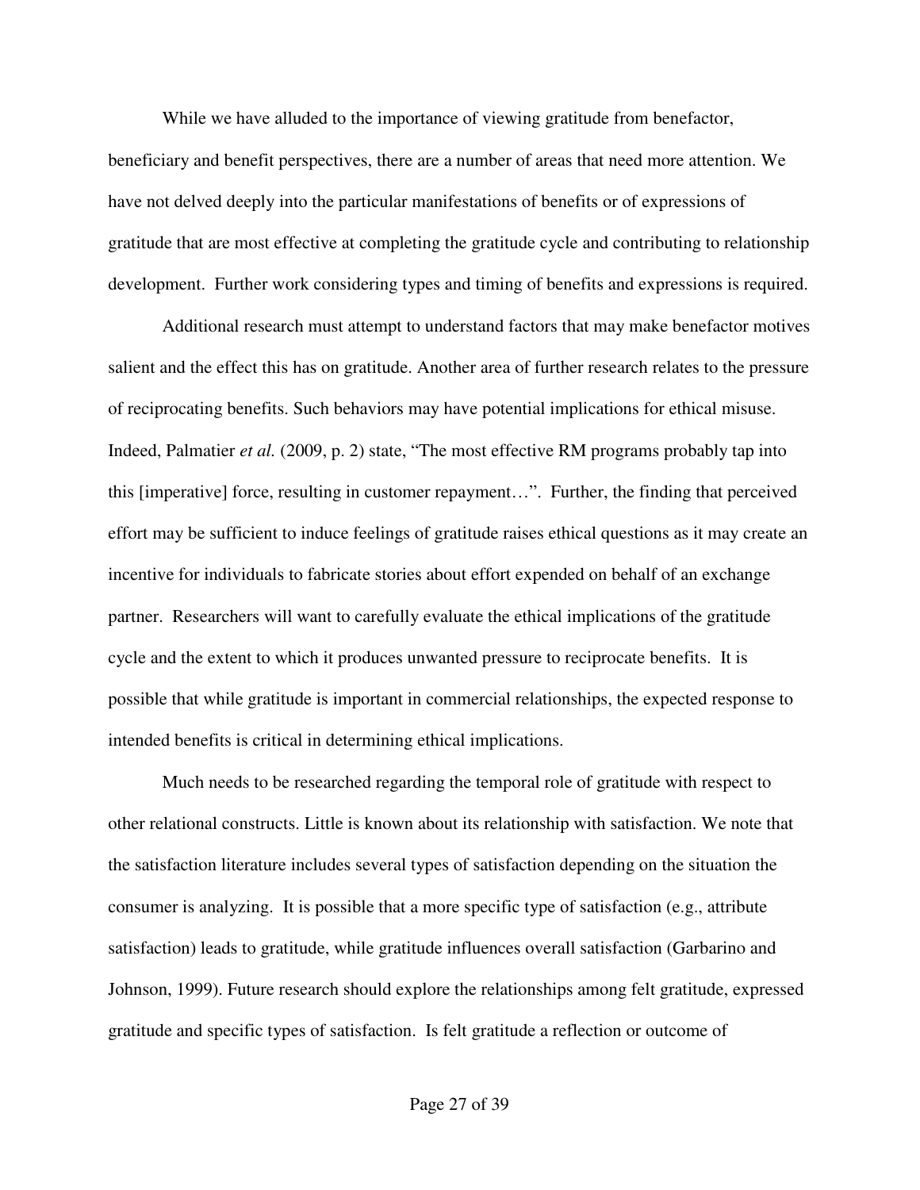While we have alluded to the importance of viewing gratitude from benefactor, beneficiary and benefit perspectives, there are a number of areas that need more attention. We have not delved deeply into the particular manifestations of benefits or of expressions of gratitude that are most effective at completing the gratitude cycle and contributing to relationship development. Further work considering types and timing of benefits and expressions is required.

Additional research must attempt to understand factors that may make benefactor motives salient and the effect this has on gratitude. Another area of further research relates to the pressure of reciprocating benefits. Such behaviors may have potential implications for ethical misuse. Indeed, Palmatier *et al.* (2009, p. 2) state, "The most effective RM programs probably tap into this [imperative] force, resulting in customer repayment…". Further, the finding that perceived effort may be sufficient to induce feelings of gratitude raises ethical questions as it may create an incentive for individuals to fabricate stories about effort expended on behalf of an exchange partner. Researchers will want to carefully evaluate the ethical implications of the gratitude cycle and the extent to which it produces unwanted pressure to reciprocate benefits. It is possible that while gratitude is important in commercial relationships, the expected response to intended benefits is critical in determining ethical implications.

Much needs to be researched regarding the temporal role of gratitude with respect to other relational constructs. Little is known about its relationship with satisfaction. We note that the satisfaction literature includes several types of satisfaction depending on the situation the consumer is analyzing. It is possible that a more specific type of satisfaction (e.g., attribute satisfaction) leads to gratitude, while gratitude influences overall satisfaction (Garbarino and Johnson, 1999). Future research should explore the relationships among felt gratitude, expressed gratitude and specific types of satisfaction. Is felt gratitude a reflection or outcome of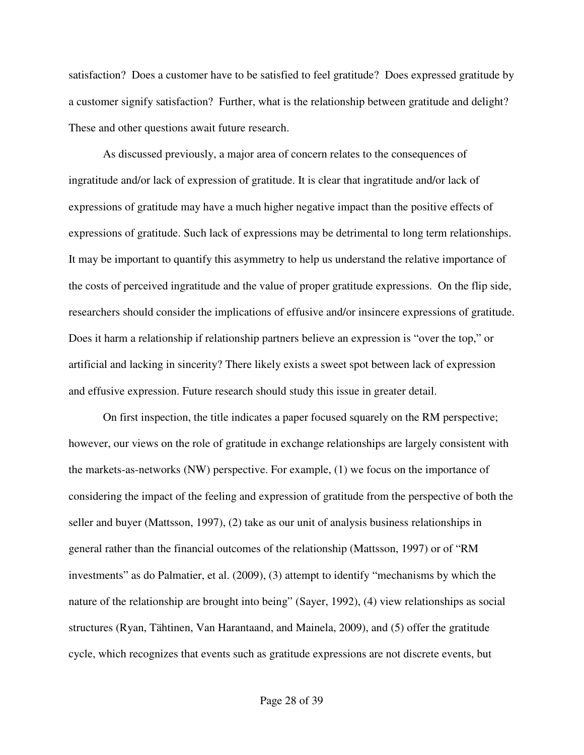satisfaction? Does a customer have to be satisfied to feel gratitude? Does expressed gratitude by a customer signify satisfaction? Further, what is the relationship between gratitude and delight? These and other questions await future research.

As discussed previously, a major area of concern relates to the consequences of ingratitude and/or lack of expression of gratitude. It is clear that ingratitude and/or lack of expressions of gratitude may have a much higher negative impact than the positive effects of expressions of gratitude. Such lack of expressions may be detrimental to long term relationships. It may be important to quantify this asymmetry to help us understand the relative importance of the costs of perceived ingratitude and the value of proper gratitude expressions. On the flip side, researchers should consider the implications of effusive and/or insincere expressions of gratitude. Does it harm a relationship if relationship partners believe an expression is "over the top," or artificial and lacking in sincerity? There likely exists a sweet spot between lack of expression and effusive expression. Future research should study this issue in greater detail.

On first inspection, the title indicates a paper focused squarely on the RM perspective; however, our views on the role of gratitude in exchange relationships are largely consistent with the markets-as-networks (NW) perspective. For example, (1) we focus on the importance of considering the impact of the feeling and expression of gratitude from the perspective of both the seller and buyer (Mattsson, 1997), (2) take as our unit of analysis business relationships in general rather than the financial outcomes of the relationship (Mattsson, 1997) or of "RM investments" as do Palmatier, et al. (2009), (3) attempt to identify "mechanisms by which the nature of the relationship are brought into being" (Sayer, 1992), (4) view relationships as social structures (Ryan, Tähtinen, Van Harantaand, and Mainela, 2009), and (5) offer the gratitude cycle, which recognizes that events such as gratitude expressions are not discrete events, but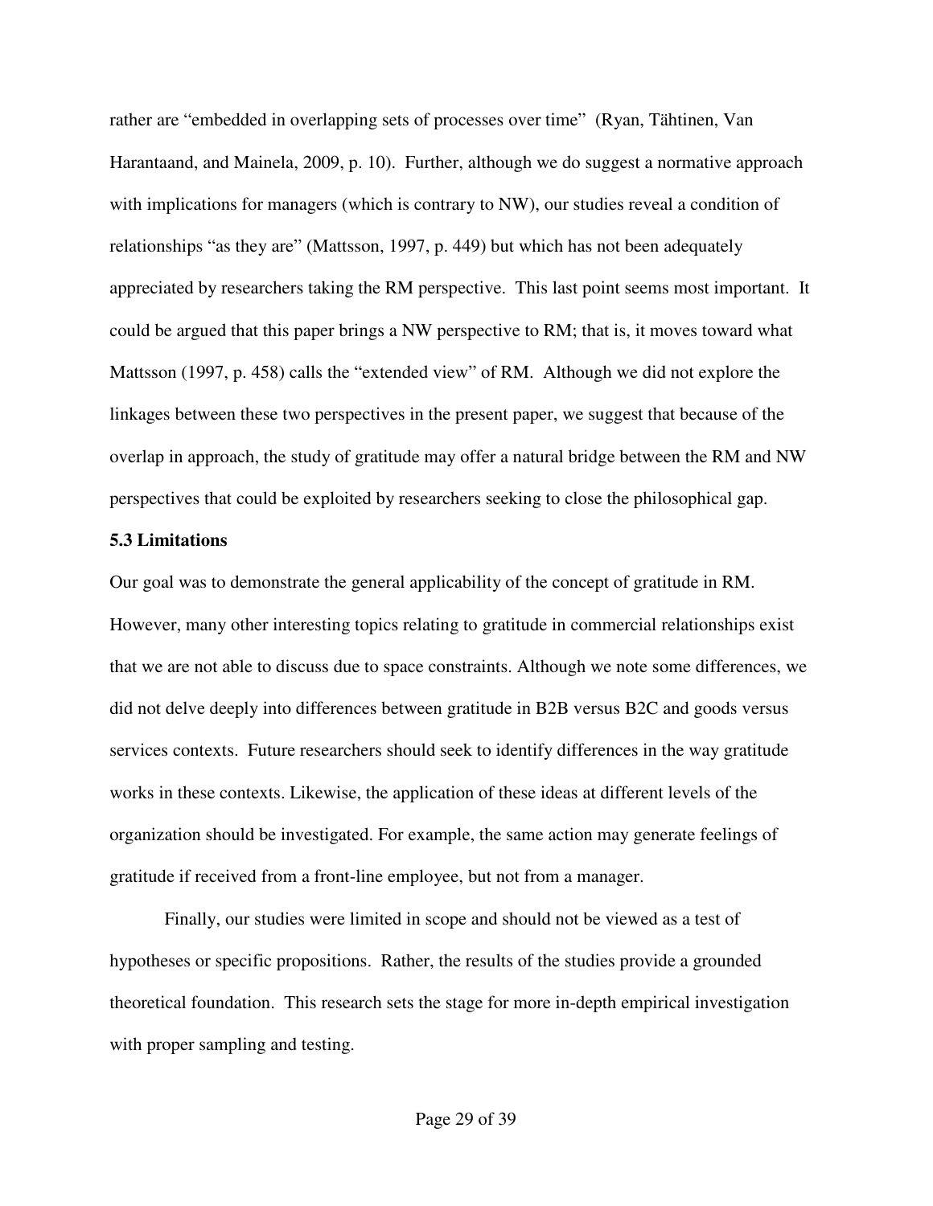rather are "embedded in overlapping sets of processes over time" (Ryan, Tähtinen, Van Harantaand, and Mainela, 2009, p. 10). Further, although we do suggest a normative approach with implications for managers (which is contrary to NW), our studies reveal a condition of relationships "as they are" (Mattsson, 1997, p. 449) but which has not been adequately appreciated by researchers taking the RM perspective. This last point seems most important. It could be argued that this paper brings a NW perspective to RM; that is, it moves toward what Mattsson (1997, p. 458) calls the "extended view" of RM. Although we did not explore the linkages between these two perspectives in the present paper, we suggest that because of the overlap in approach, the study of gratitude may offer a natural bridge between the RM and NW perspectives that could be exploited by researchers seeking to close the philosophical gap.

### 5.3 Limitations

Our goal was to demonstrate the general applicability of the concept of gratitude in RM. However, many other interesting topics relating to gratitude in commercial relationships exist that we are not able to discuss due to space constraints. Although we note some differences, we did not delve deeply into differences between gratitude in B2B versus B2C and goods versus services contexts. Future researchers should seek to identify differences in the way gratitude works in these contexts. Likewise, the application of these ideas at different levels of the organization should be investigated. For example, the same action may generate feelings of gratitude if received from a front-line employee, but not from a manager.

Finally, our studies were limited in scope and should not be viewed as a test of hypotheses or specific propositions. Rather, the results of the studies provide a grounded theoretical foundation. This research sets the stage for more in-depth empirical investigation with proper sampling and testing.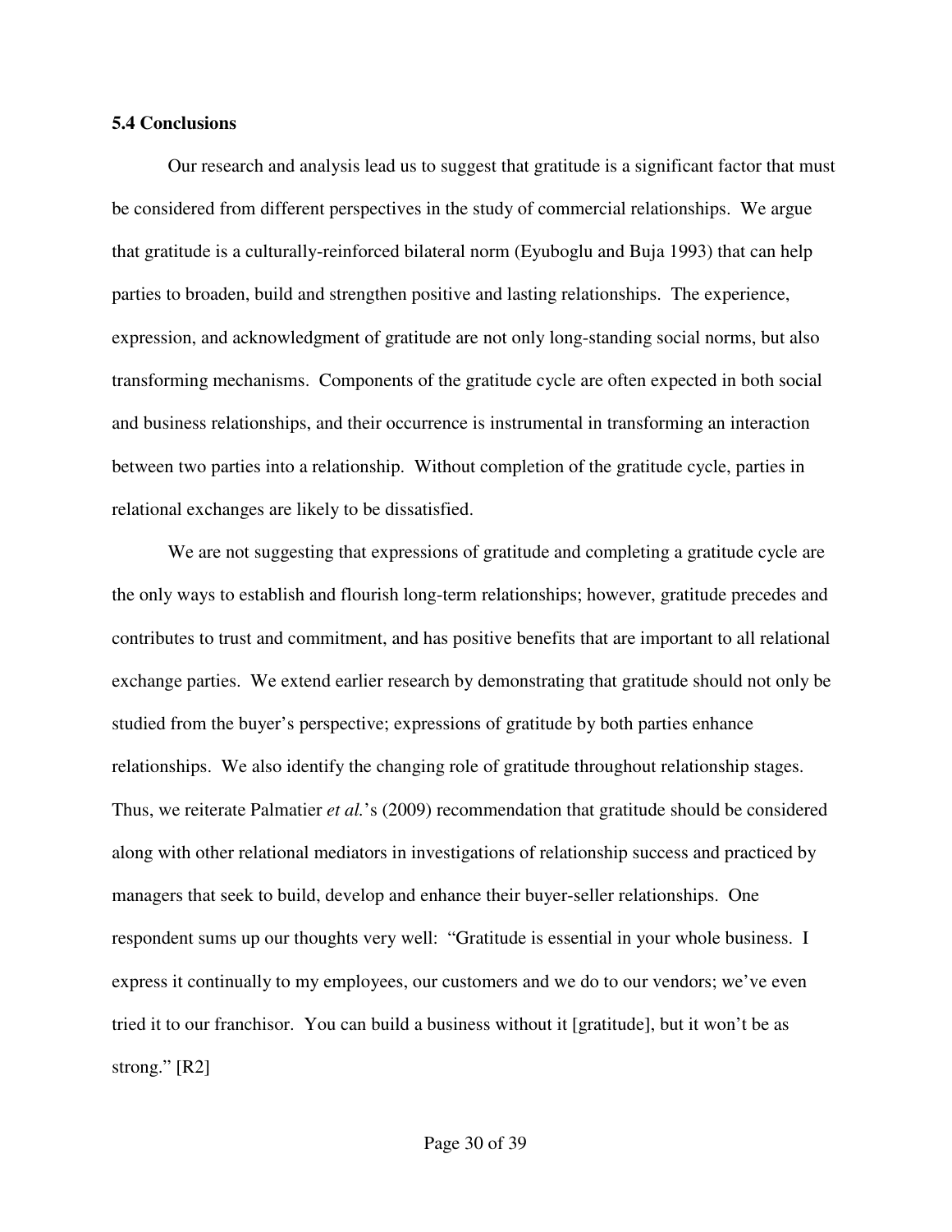### 5.4 Conclusions

Our research and analysis lead us to suggest that gratitude is a significant factor that must be considered from different perspectives in the study of commercial relationships. We argue that gratitude is a culturally-reinforced bilateral norm (Eyuboglu and Buja 1993) that can help parties to broaden, build and strengthen positive and lasting relationships. The experience, expression, and acknowledgment of gratitude are not only long-standing social norms, but also transforming mechanisms. Components of the gratitude cycle are often expected in both social and business relationships, and their occurrence is instrumental in transforming an interaction between two parties into a relationship. Without completion of the gratitude cycle, parties in relational exchanges are likely to be dissatisfied.

We are not suggesting that expressions of gratitude and completing a gratitude cycle are the only ways to establish and flourish long-term relationships; however, gratitude precedes and contributes to trust and commitment, and has positive benefits that are important to all relational exchange parties. We extend earlier research by demonstrating that gratitude should not only be studied from the buyer's perspective; expressions of gratitude by both parties enhance relationships. We also identify the changing role of gratitude throughout relationship stages. Thus, we reiterate Palmatier *et al.*'s (2009) recommendation that gratitude should be considered along with other relational mediators in investigations of relationship success and practiced by managers that seek to build, develop and enhance their buyer-seller relationships. One respondent sums up our thoughts very well: "Gratitude is essential in your whole business. I express it continually to my employees, our customers and we do to our vendors; we've even tried it to our franchisor. You can build a business without it [gratitude], but it won't be as strong." [R2]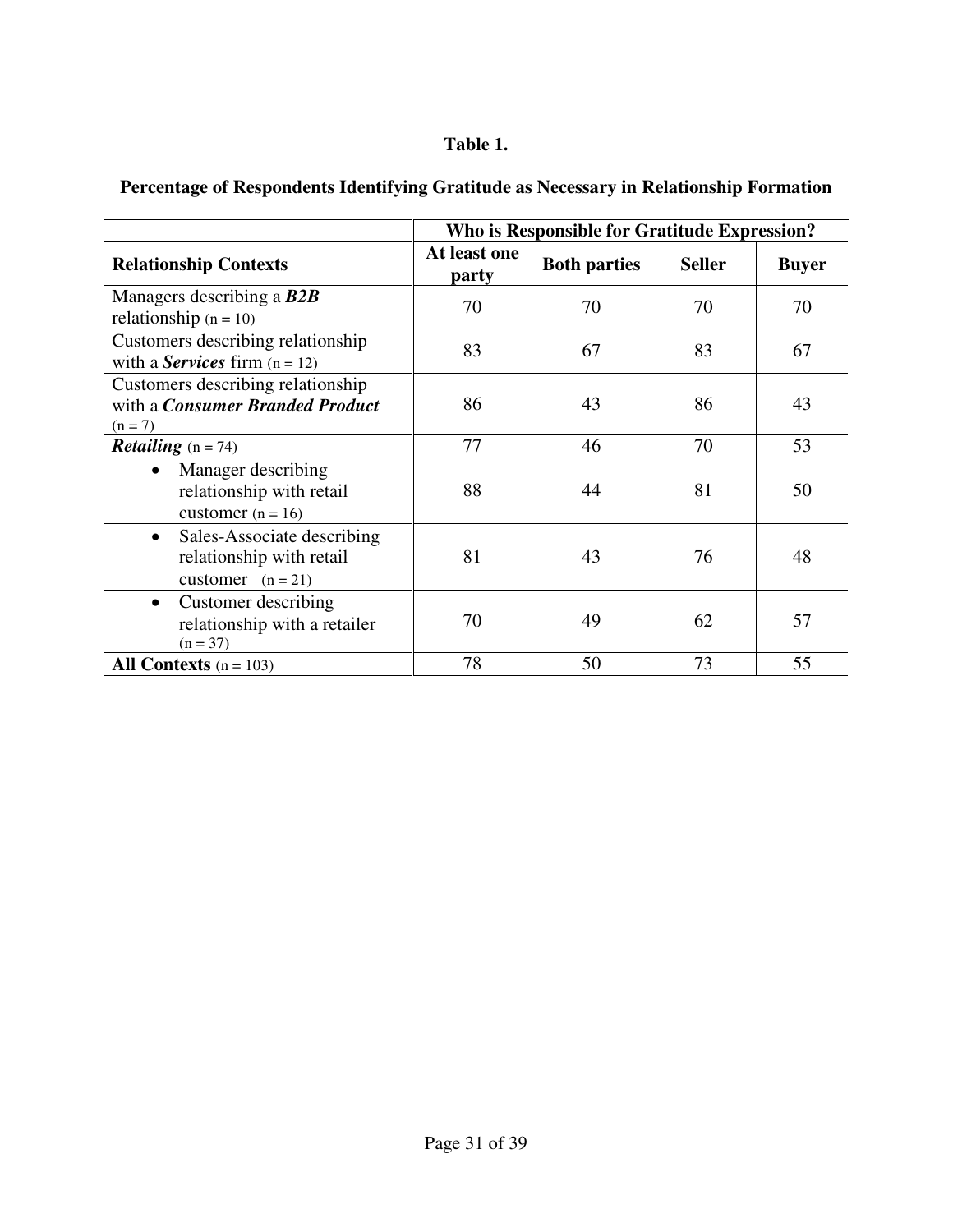**Table 1.**

**Percentage of Respondents Identifying Gratitude as Necessary in Relationship Formation**

| | **Who is Responsible for Gratitude Expression?** | | | |
|---|---|---|---|---|
| **Relationship Contexts** | **At least one party** | **Both parties** | **Seller** | **Buyer** |
| Managers describing a ***B2B*** relationship (n = 10) | 70 | 70 | 70 | 70 |
| Customers describing relationship with a ***Services*** firm (n = 12) | 83 | 67 | 83 | 67 |
| Customers describing relationship with a ***Consumer Branded Product*** (n = 7) | 86 | 43 | 86 | 43 |
| ***Retailing*** (n = 74) | 77 | 46 | 70 | 53 |
| • Manager describing relationship with retail customer (n = 16) | 88 | 44 | 81 | 50 |
| • Sales-Associate describing relationship with retail customer (n = 21) | 81 | 43 | 76 | 48 |
| • Customer describing relationship with a retailer (n = 37) | 70 | 49 | 62 | 57 |
| **All Contexts** (n = 103) | 78 | 50 | 73 | 55 |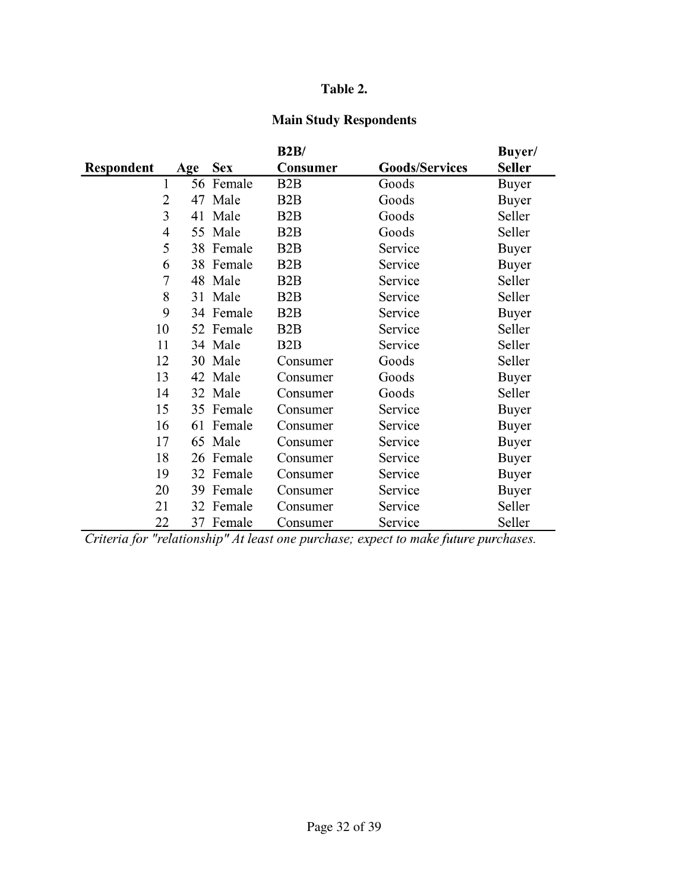**Table 2.**

**Main Study Respondents**

| Respondent | Age | Sex | B2B/ Consumer | Goods/Services | Buyer/ Seller |
|---|---|---|---|---|---|
| 1 | 56 | Female | B2B | Goods | Buyer |
| 2 | 47 | Male | B2B | Goods | Buyer |
| 3 | 41 | Male | B2B | Goods | Seller |
| 4 | 55 | Male | B2B | Goods | Seller |
| 5 | 38 | Female | B2B | Service | Buyer |
| 6 | 38 | Female | B2B | Service | Buyer |
| 7 | 48 | Male | B2B | Service | Seller |
| 8 | 31 | Male | B2B | Service | Seller |
| 9 | 34 | Female | B2B | Service | Buyer |
| 10 | 52 | Female | B2B | Service | Seller |
| 11 | 34 | Male | B2B | Service | Seller |
| 12 | 30 | Male | Consumer | Goods | Seller |
| 13 | 42 | Male | Consumer | Goods | Buyer |
| 14 | 32 | Male | Consumer | Goods | Seller |
| 15 | 35 | Female | Consumer | Service | Buyer |
| 16 | 61 | Female | Consumer | Service | Buyer |
| 17 | 65 | Male | Consumer | Service | Buyer |
| 18 | 26 | Female | Consumer | Service | Buyer |
| 19 | 32 | Female | Consumer | Service | Buyer |
| 20 | 39 | Female | Consumer | Service | Buyer |
| 21 | 32 | Female | Consumer | Service | Seller |
| 22 | 37 | Female | Consumer | Service | Seller |

*Criteria for "relationship" At least one purchase; expect to make future purchases.*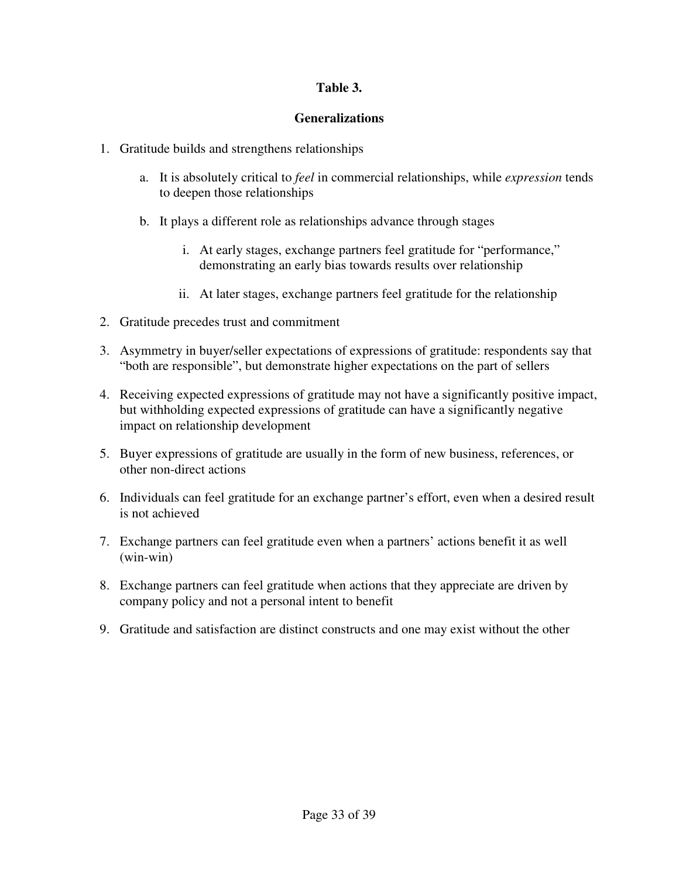**Table 3.**

**Generalizations**

1. Gratitude builds and strengthens relationships
   a. It is absolutely critical to *feel* in commercial relationships, while *expression* tends to deepen those relationships
   b. It plays a different role as relationships advance through stages
      i. At early stages, exchange partners feel gratitude for "performance," demonstrating an early bias towards results over relationship
      ii. At later stages, exchange partners feel gratitude for the relationship
2. Gratitude precedes trust and commitment
3. Asymmetry in buyer/seller expectations of expressions of gratitude: respondents say that "both are responsible", but demonstrate higher expectations on the part of sellers
4. Receiving expected expressions of gratitude may not have a significantly positive impact, but withholding expected expressions of gratitude can have a significantly negative impact on relationship development
5. Buyer expressions of gratitude are usually in the form of new business, references, or other non-direct actions
6. Individuals can feel gratitude for an exchange partner's effort, even when a desired result is not achieved
7. Exchange partners can feel gratitude even when a partners' actions benefit it as well (win-win)
8. Exchange partners can feel gratitude when actions that they appreciate are driven by company policy and not a personal intent to benefit
9. Gratitude and satisfaction are distinct constructs and one may exist without the other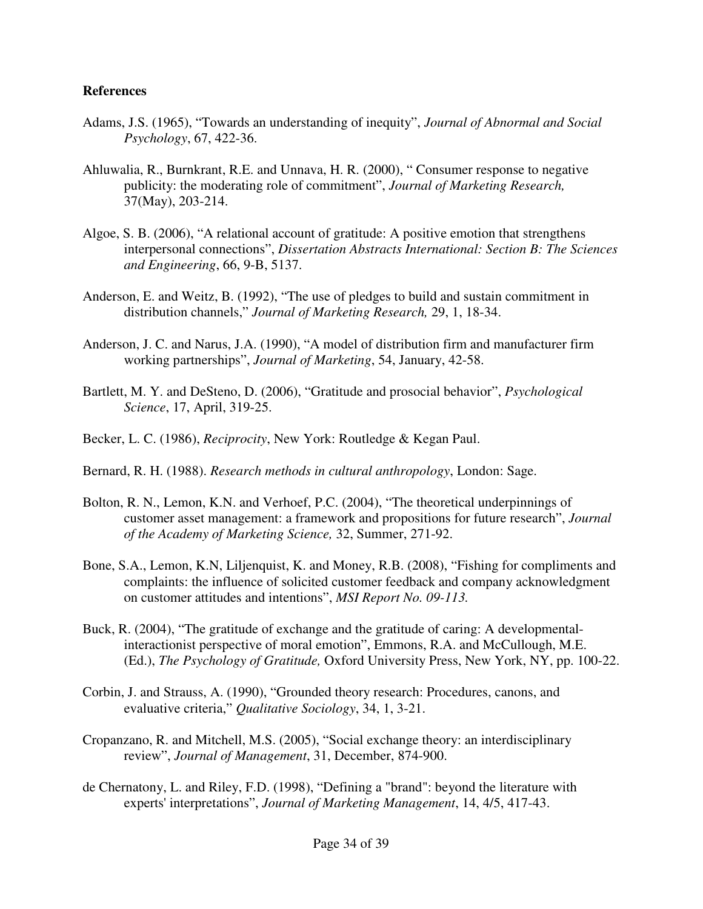**References**

Adams, J.S. (1965), "Towards an understanding of inequity", *Journal of Abnormal and Social Psychology*, 67, 422-36.

Ahluwalia, R., Burnkrant, R.E. and Unnava, H. R. (2000), " Consumer response to negative publicity: the moderating role of commitment", *Journal of Marketing Research,* 37(May), 203-214.

Algoe, S. B. (2006), "A relational account of gratitude: A positive emotion that strengthens interpersonal connections", *Dissertation Abstracts International: Section B: The Sciences and Engineering*, 66, 9-B, 5137.

Anderson, E. and Weitz, B. (1992), "The use of pledges to build and sustain commitment in distribution channels," *Journal of Marketing Research,* 29, 1, 18-34.

Anderson, J. C. and Narus, J.A. (1990), "A model of distribution firm and manufacturer firm working partnerships", *Journal of Marketing*, 54, January, 42-58.

Bartlett, M. Y. and DeSteno, D. (2006), "Gratitude and prosocial behavior", *Psychological Science*, 17, April, 319-25.

Becker, L. C. (1986), *Reciprocity*, New York: Routledge & Kegan Paul.

Bernard, R. H. (1988). *Research methods in cultural anthropology*, London: Sage.

Bolton, R. N., Lemon, K.N. and Verhoef, P.C. (2004), "The theoretical underpinnings of customer asset management: a framework and propositions for future research", *Journal of the Academy of Marketing Science,* 32, Summer, 271-92.

Bone, S.A., Lemon, K.N, Liljenquist, K. and Money, R.B. (2008), "Fishing for compliments and complaints: the influence of solicited customer feedback and company acknowledgment on customer attitudes and intentions", *MSI Report No. 09-113.*

Buck, R. (2004), "The gratitude of exchange and the gratitude of caring: A developmental-interactionist perspective of moral emotion", Emmons, R.A. and McCullough, M.E. (Ed.), *The Psychology of Gratitude,* Oxford University Press, New York, NY, pp. 100-22.

Corbin, J. and Strauss, A. (1990), "Grounded theory research: Procedures, canons, and evaluative criteria," *Qualitative Sociology*, 34, 1, 3-21.

Cropanzano, R. and Mitchell, M.S. (2005), "Social exchange theory: an interdisciplinary review", *Journal of Management*, 31, December, 874-900.

de Chernatony, L. and Riley, F.D. (1998), "Defining a "brand": beyond the literature with experts' interpretations", *Journal of Marketing Management*, 14, 4/5, 417-43.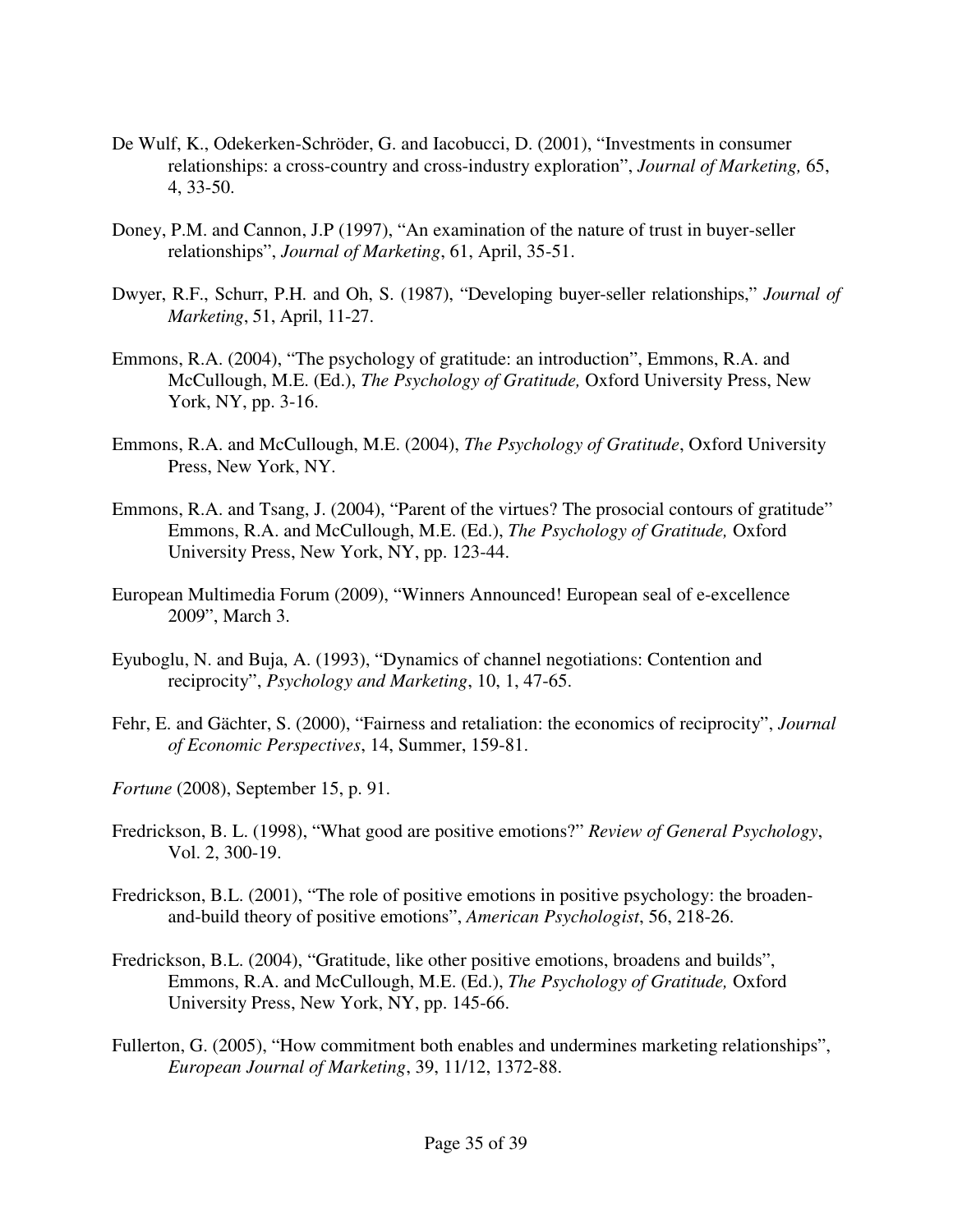De Wulf, K., Odekerken-Schröder, G. and Iacobucci, D. (2001), "Investments in consumer relationships: a cross-country and cross-industry exploration", *Journal of Marketing,* 65, 4, 33-50.

Doney, P.M. and Cannon, J.P (1997), "An examination of the nature of trust in buyer-seller relationships", *Journal of Marketing*, 61, April, 35-51.

Dwyer, R.F., Schurr, P.H. and Oh, S. (1987), "Developing buyer-seller relationships," *Journal of Marketing*, 51, April, 11-27.

Emmons, R.A. (2004), "The psychology of gratitude: an introduction", Emmons, R.A. and McCullough, M.E. (Ed.), *The Psychology of Gratitude,* Oxford University Press, New York, NY, pp. 3-16.

Emmons, R.A. and McCullough, M.E. (2004), *The Psychology of Gratitude*, Oxford University Press, New York, NY.

Emmons, R.A. and Tsang, J. (2004), "Parent of the virtues? The prosocial contours of gratitude" Emmons, R.A. and McCullough, M.E. (Ed.), *The Psychology of Gratitude,* Oxford University Press, New York, NY, pp. 123-44.

European Multimedia Forum (2009), "Winners Announced! European seal of e-excellence 2009", March 3.

Eyuboglu, N. and Buja, A. (1993), "Dynamics of channel negotiations: Contention and reciprocity", *Psychology and Marketing*, 10, 1, 47-65.

Fehr, E. and Gächter, S. (2000), "Fairness and retaliation: the economics of reciprocity", *Journal of Economic Perspectives*, 14, Summer, 159-81.

*Fortune* (2008), September 15, p. 91.

Fredrickson, B. L. (1998), "What good are positive emotions?" *Review of General Psychology*, Vol. 2, 300-19.

Fredrickson, B.L. (2001), "The role of positive emotions in positive psychology: the broaden-and-build theory of positive emotions", *American Psychologist*, 56, 218-26.

Fredrickson, B.L. (2004), "Gratitude, like other positive emotions, broadens and builds", Emmons, R.A. and McCullough, M.E. (Ed.), *The Psychology of Gratitude,* Oxford University Press, New York, NY, pp. 145-66.

Fullerton, G. (2005), "How commitment both enables and undermines marketing relationships", *European Journal of Marketing*, 39, 11/12, 1372-88.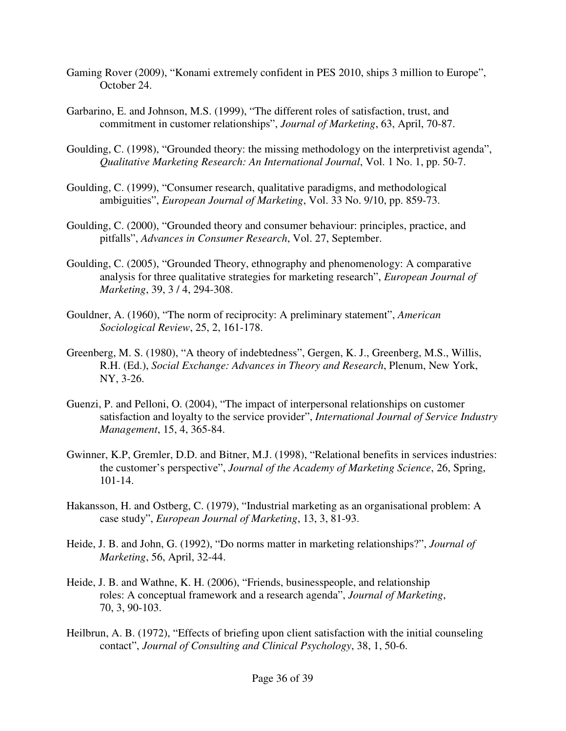Gaming Rover (2009), “Konami extremely confident in PES 2010, ships 3 million to Europe”, October 24.

Garbarino, E. and Johnson, M.S. (1999), “The different roles of satisfaction, trust, and commitment in customer relationships”, *Journal of Marketing*, 63, April, 70-87.

Goulding, C. (1998), “Grounded theory: the missing methodology on the interpretivist agenda”, *Qualitative Marketing Research: An International Journal*, Vol. 1 No. 1, pp. 50-7.

Goulding, C. (1999), “Consumer research, qualitative paradigms, and methodological ambiguities”, *European Journal of Marketing*, Vol. 33 No. 9/10, pp. 859-73.

Goulding, C. (2000), “Grounded theory and consumer behaviour: principles, practice, and pitfalls”, *Advances in Consumer Research*, Vol. 27, September.

Goulding, C. (2005), “Grounded Theory, ethnography and phenomenology: A comparative analysis for three qualitative strategies for marketing research”, *European Journal of Marketing*, 39, 3 / 4, 294-308.

Gouldner, A. (1960), “The norm of reciprocity: A preliminary statement”, *American Sociological Review*, 25, 2, 161-178.

Greenberg, M. S. (1980), “A theory of indebtedness”, Gergen, K. J., Greenberg, M.S., Willis, R.H. (Ed.), *Social Exchange: Advances in Theory and Research*, Plenum, New York, NY, 3-26.

Guenzi, P. and Pelloni, O. (2004), “The impact of interpersonal relationships on customer satisfaction and loyalty to the service provider”, *International Journal of Service Industry Management*, 15, 4, 365-84.

Gwinner, K.P, Gremler, D.D. and Bitner, M.J. (1998), “Relational benefits in services industries: the customer’s perspective”, *Journal of the Academy of Marketing Science*, 26, Spring, 101-14.

Hakansson, H. and Ostberg, C. (1979), “Industrial marketing as an organisational problem: A case study”, *European Journal of Marketing*, 13, 3, 81-93.

Heide, J. B. and John, G. (1992), “Do norms matter in marketing relationships?”, *Journal of Marketing*, 56, April, 32-44.

Heide, J. B. and Wathne, K. H. (2006), “Friends, businesspeople, and relationship roles: A conceptual framework and a research agenda”, *Journal of Marketing*, 70, 3, 90-103.

Heilbrun, A. B. (1972), “Effects of briefing upon client satisfaction with the initial counseling contact”, *Journal of Consulting and Clinical Psychology*, 38, 1, 50-6.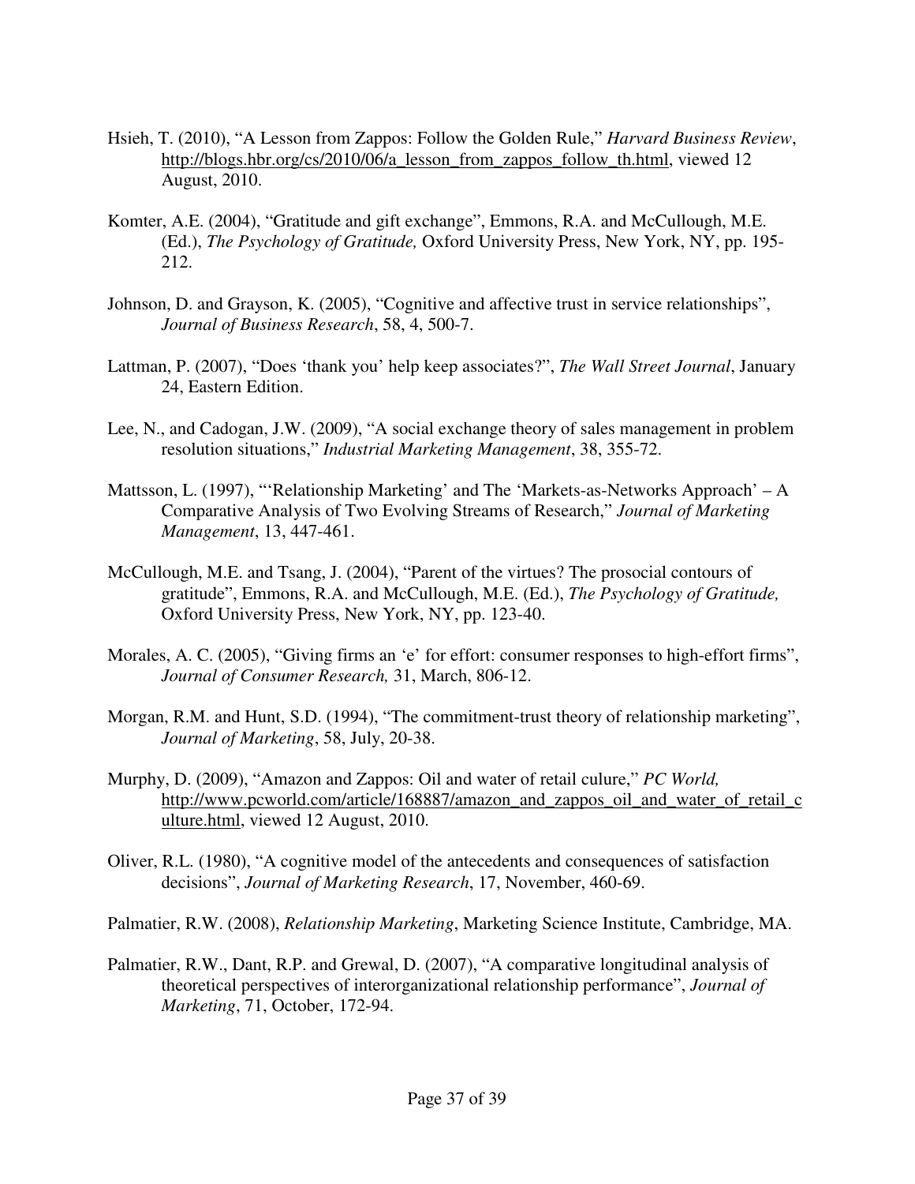Hsieh, T. (2010), "A Lesson from Zappos: Follow the Golden Rule," *Harvard Business Review*, http://blogs.hbr.org/cs/2010/06/a_lesson_from_zappos_follow_th.html, viewed 12 August, 2010.

Komter, A.E. (2004), "Gratitude and gift exchange", Emmons, R.A. and McCullough, M.E. (Ed.), *The Psychology of Gratitude,* Oxford University Press, New York, NY, pp. 195-212.

Johnson, D. and Grayson, K. (2005), "Cognitive and affective trust in service relationships", *Journal of Business Research*, 58, 4, 500-7.

Lattman, P. (2007), "Does 'thank you' help keep associates?", *The Wall Street Journal*, January 24, Eastern Edition.

Lee, N., and Cadogan, J.W. (2009), "A social exchange theory of sales management in problem resolution situations," *Industrial Marketing Management*, 38, 355-72.

Mattsson, L. (1997), "'Relationship Marketing' and The 'Markets-as-Networks Approach' – A Comparative Analysis of Two Evolving Streams of Research," *Journal of Marketing Management*, 13, 447-461.

McCullough, M.E. and Tsang, J. (2004), "Parent of the virtues? The prosocial contours of gratitude", Emmons, R.A. and McCullough, M.E. (Ed.), *The Psychology of Gratitude,* Oxford University Press, New York, NY, pp. 123-40.

Morales, A. C. (2005), "Giving firms an 'e' for effort: consumer responses to high-effort firms", *Journal of Consumer Research,* 31, March, 806-12.

Morgan, R.M. and Hunt, S.D. (1994), "The commitment-trust theory of relationship marketing", *Journal of Marketing*, 58, July, 20-38.

Murphy, D. (2009), "Amazon and Zappos: Oil and water of retail culure," *PC World,* http://www.pcworld.com/article/168887/amazon_and_zappos_oil_and_water_of_retail_culture.html, viewed 12 August, 2010.

Oliver, R.L. (1980), "A cognitive model of the antecedents and consequences of satisfaction decisions", *Journal of Marketing Research*, 17, November, 460-69.

Palmatier, R.W. (2008), *Relationship Marketing*, Marketing Science Institute, Cambridge, MA.

Palmatier, R.W., Dant, R.P. and Grewal, D. (2007), "A comparative longitudinal analysis of theoretical perspectives of interorganizational relationship performance", *Journal of Marketing*, 71, October, 172-94.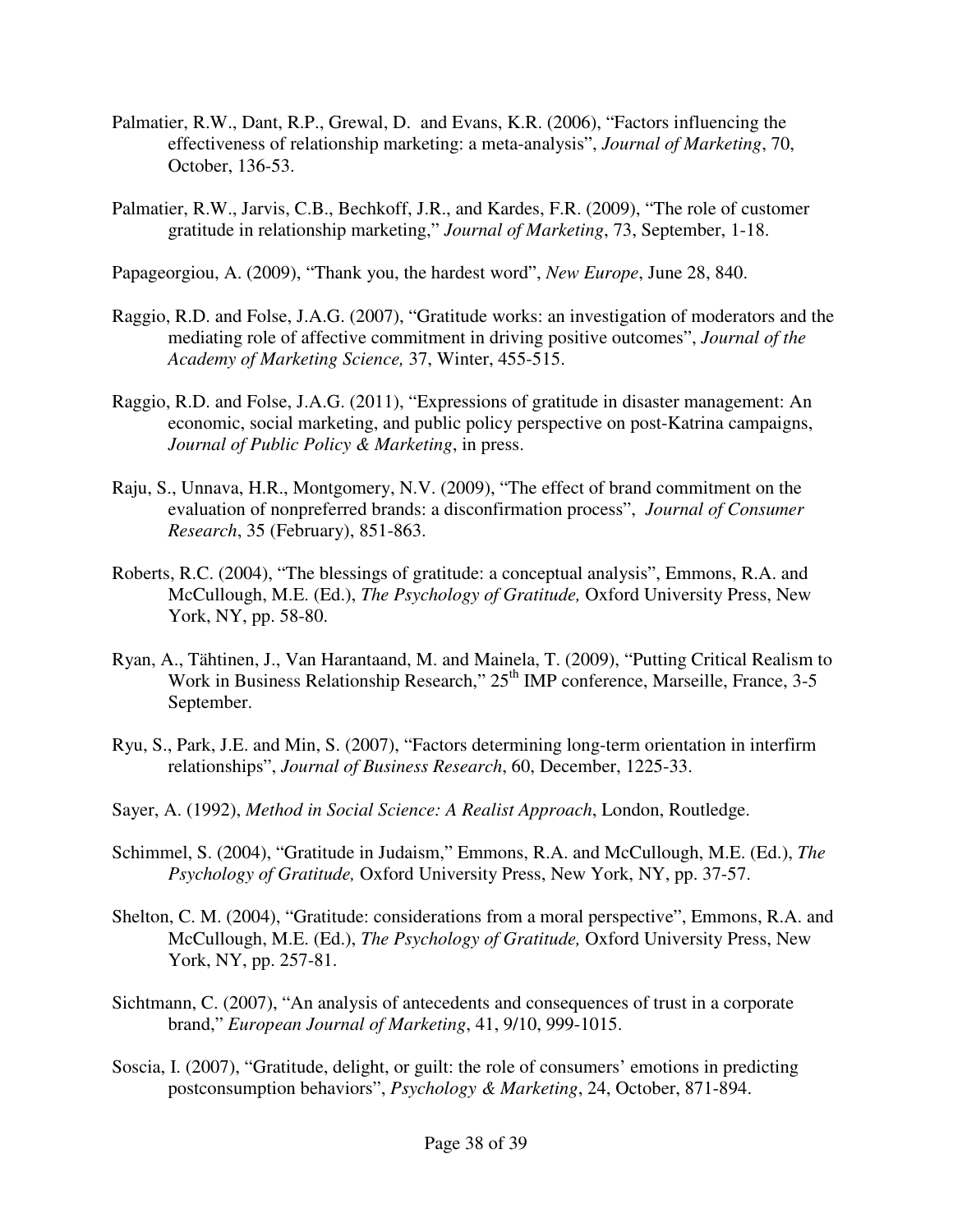Palmatier, R.W., Dant, R.P., Grewal, D. and Evans, K.R. (2006), "Factors influencing the effectiveness of relationship marketing: a meta-analysis", *Journal of Marketing*, 70, October, 136-53.

Palmatier, R.W., Jarvis, C.B., Bechkoff, J.R., and Kardes, F.R. (2009), "The role of customer gratitude in relationship marketing," *Journal of Marketing*, 73, September, 1-18.

Papageorgiou, A. (2009), "Thank you, the hardest word", *New Europe*, June 28, 840.

Raggio, R.D. and Folse, J.A.G. (2007), "Gratitude works: an investigation of moderators and the mediating role of affective commitment in driving positive outcomes", *Journal of the Academy of Marketing Science,* 37, Winter, 455-515.

Raggio, R.D. and Folse, J.A.G. (2011), "Expressions of gratitude in disaster management: An economic, social marketing, and public policy perspective on post-Katrina campaigns, *Journal of Public Policy & Marketing*, in press.

Raju, S., Unnava, H.R., Montgomery, N.V. (2009), "The effect of brand commitment on the evaluation of nonpreferred brands: a disconfirmation process", *Journal of Consumer Research*, 35 (February), 851-863.

Roberts, R.C. (2004), "The blessings of gratitude: a conceptual analysis", Emmons, R.A. and McCullough, M.E. (Ed.), *The Psychology of Gratitude,* Oxford University Press, New York, NY, pp. 58-80.

Ryan, A., Tähtinen, J., Van Harantaand, M. and Mainela, T. (2009), "Putting Critical Realism to Work in Business Relationship Research," 25th IMP conference, Marseille, France, 3-5 September.

Ryu, S., Park, J.E. and Min, S. (2007), "Factors determining long-term orientation in interfirm relationships", *Journal of Business Research*, 60, December, 1225-33.

Sayer, A. (1992), *Method in Social Science: A Realist Approach*, London, Routledge.

Schimmel, S. (2004), "Gratitude in Judaism," Emmons, R.A. and McCullough, M.E. (Ed.), *The Psychology of Gratitude,* Oxford University Press, New York, NY, pp. 37-57.

Shelton, C. M. (2004), "Gratitude: considerations from a moral perspective", Emmons, R.A. and McCullough, M.E. (Ed.), *The Psychology of Gratitude,* Oxford University Press, New York, NY, pp. 257-81.

Sichtmann, C. (2007), "An analysis of antecedents and consequences of trust in a corporate brand," *European Journal of Marketing*, 41, 9/10, 999-1015.

Soscia, I. (2007), "Gratitude, delight, or guilt: the role of consumers' emotions in predicting postconsumption behaviors", *Psychology & Marketing*, 24, October, 871-894.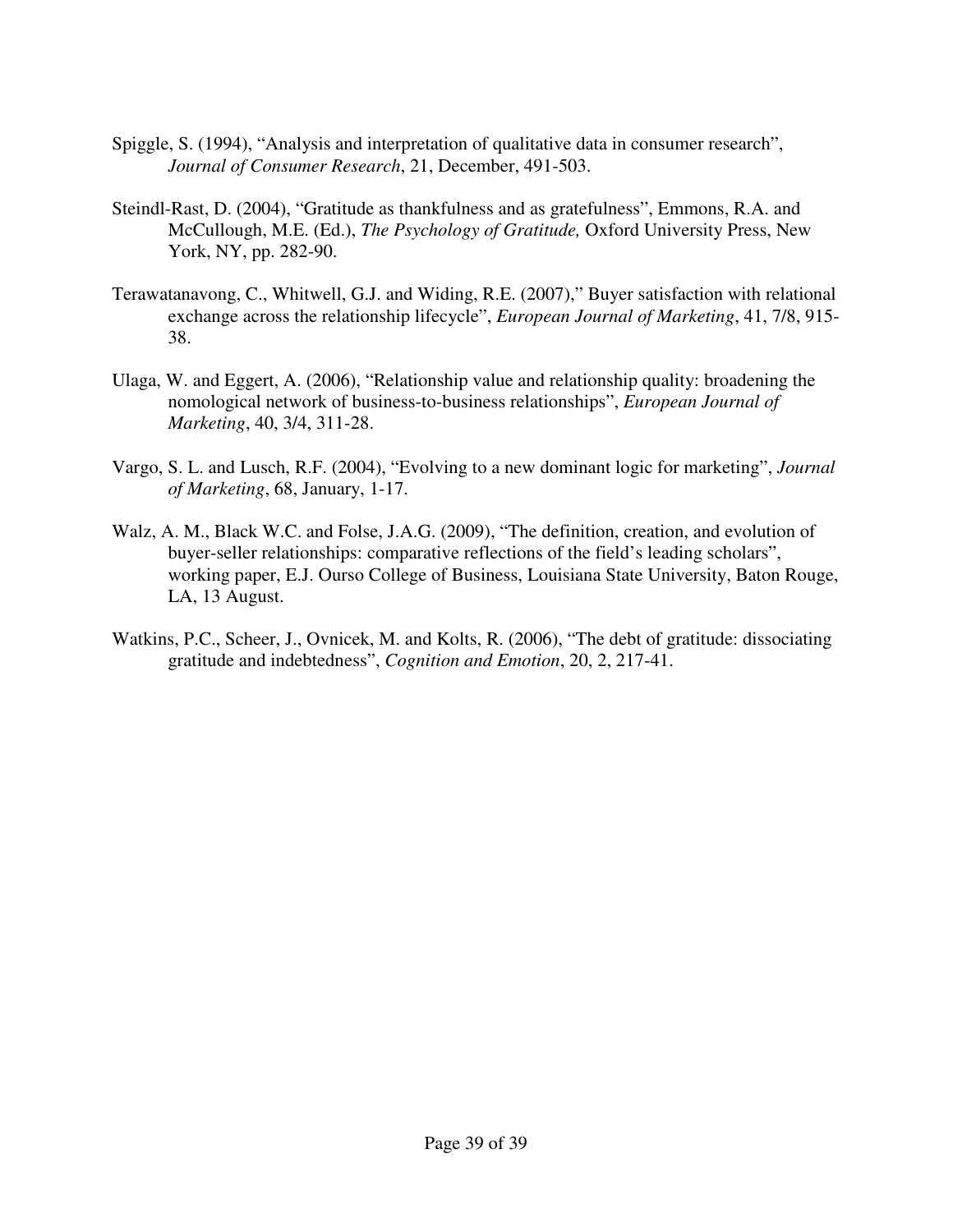Spiggle, S. (1994), “Analysis and interpretation of qualitative data in consumer research”, *Journal of Consumer Research*, 21, December, 491-503.

Steindl-Rast, D. (2004), “Gratitude as thankfulness and as gratefulness”, Emmons, R.A. and McCullough, M.E. (Ed.), *The Psychology of Gratitude,* Oxford University Press, New York, NY, pp. 282-90.

Terawatanavong, C., Whitwell, G.J. and Widing, R.E. (2007),” Buyer satisfaction with relational exchange across the relationship lifecycle”, *European Journal of Marketing*, 41, 7/8, 915-38.

Ulaga, W. and Eggert, A. (2006), “Relationship value and relationship quality: broadening the nomological network of business-to-business relationships”, *European Journal of Marketing*, 40, 3/4, 311-28.

Vargo, S. L. and Lusch, R.F. (2004), “Evolving to a new dominant logic for marketing”, *Journal of Marketing*, 68, January, 1-17.

Walz, A. M., Black W.C. and Folse, J.A.G. (2009), “The definition, creation, and evolution of buyer-seller relationships: comparative reflections of the field’s leading scholars”, working paper, E.J. Ourso College of Business, Louisiana State University, Baton Rouge, LA, 13 August.

Watkins, P.C., Scheer, J., Ovnicek, M. and Kolts, R. (2006), “The debt of gratitude: dissociating gratitude and indebtedness”, *Cognition and Emotion*, 20, 2, 217-41.